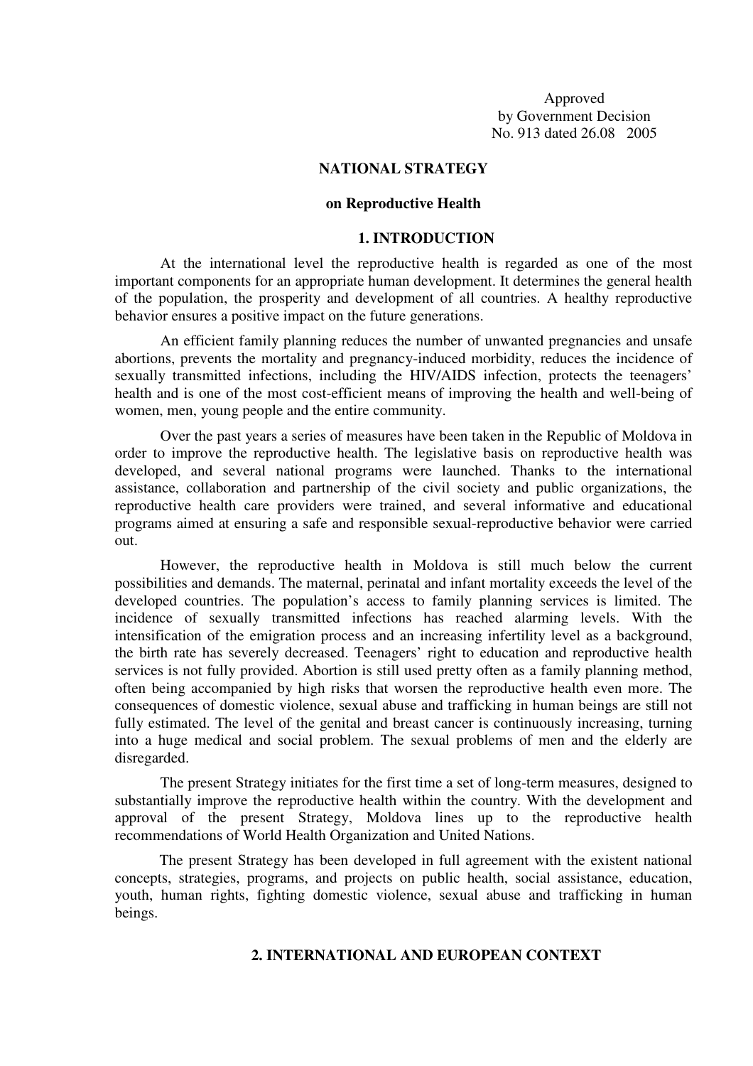Approved
by Government Decision
No. 913 dated 26.08 2005

# NATIONAL STRATEGY

## on Reproductive Health

## 1. INTRODUCTION

At the international level the reproductive health is regarded as one of the most important components for an appropriate human development. It determines the general health of the population, the prosperity and development of all countries. A healthy reproductive behavior ensures a positive impact on the future generations.

An efficient family planning reduces the number of unwanted pregnancies and unsafe abortions, prevents the mortality and pregnancy-induced morbidity, reduces the incidence of sexually transmitted infections, including the HIV/AIDS infection, protects the teenagers' health and is one of the most cost-efficient means of improving the health and well-being of women, men, young people and the entire community.

Over the past years a series of measures have been taken in the Republic of Moldova in order to improve the reproductive health. The legislative basis on reproductive health was developed, and several national programs were launched. Thanks to the international assistance, collaboration and partnership of the civil society and public organizations, the reproductive health care providers were trained, and several informative and educational programs aimed at ensuring a safe and responsible sexual-reproductive behavior were carried out.

However, the reproductive health in Moldova is still much below the current possibilities and demands. The maternal, perinatal and infant mortality exceeds the level of the developed countries. The population's access to family planning services is limited. The incidence of sexually transmitted infections has reached alarming levels. With the intensification of the emigration process and an increasing infertility level as a background, the birth rate has severely decreased. Teenagers' right to education and reproductive health services is not fully provided. Abortion is still used pretty often as a family planning method, often being accompanied by high risks that worsen the reproductive health even more. The consequences of domestic violence, sexual abuse and trafficking in human beings are still not fully estimated. The level of the genital and breast cancer is continuously increasing, turning into a huge medical and social problem. The sexual problems of men and the elderly are disregarded.

The present Strategy initiates for the first time a set of long-term measures, designed to substantially improve the reproductive health within the country. With the development and approval of the present Strategy, Moldova lines up to the reproductive health recommendations of World Health Organization and United Nations.

The present Strategy has been developed in full agreement with the existent national concepts, strategies, programs, and projects on public health, social assistance, education, youth, human rights, fighting domestic violence, sexual abuse and trafficking in human beings.

## 2. INTERNATIONAL AND EUROPEAN CONTEXT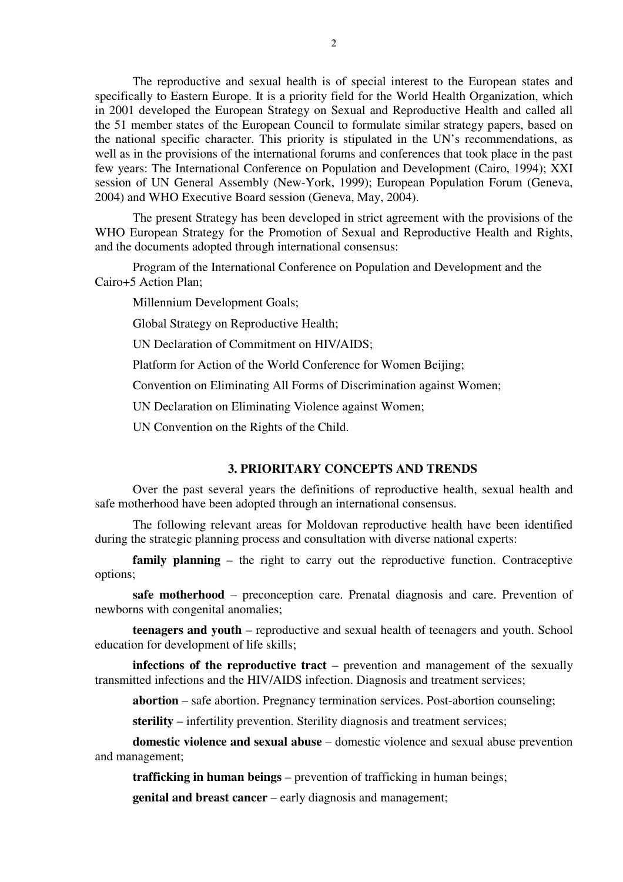The reproductive and sexual health is of special interest to the European states and specifically to Eastern Europe. It is a priority field for the World Health Organization, which in 2001 developed the European Strategy on Sexual and Reproductive Health and called all the 51 member states of the European Council to formulate similar strategy papers, based on the national specific character. This priority is stipulated in the UN's recommendations, as well as in the provisions of the international forums and conferences that took place in the past few years: The International Conference on Population and Development (Cairo, 1994); XXI session of UN General Assembly (New-York, 1999); European Population Forum (Geneva, 2004) and WHO Executive Board session (Geneva, May, 2004).

The present Strategy has been developed in strict agreement with the provisions of the WHO European Strategy for the Promotion of Sexual and Reproductive Health and Rights, and the documents adopted through international consensus:

Program of the International Conference on Population and Development and the Cairo+5 Action Plan;

Millennium Development Goals;

Global Strategy on Reproductive Health;

UN Declaration of Commitment on HIV/AIDS;

Platform for Action of the World Conference for Women Beijing;

Convention on Eliminating All Forms of Discrimination against Women;

UN Declaration on Eliminating Violence against Women;

UN Convention on the Rights of the Child.

## 3. PRIORITARY CONCEPTS AND TRENDS

Over the past several years the definitions of reproductive health, sexual health and safe motherhood have been adopted through an international consensus.

The following relevant areas for Moldovan reproductive health have been identified during the strategic planning process and consultation with diverse national experts:

**family planning** – the right to carry out the reproductive function. Contraceptive options;

**safe motherhood** – preconception care. Prenatal diagnosis and care. Prevention of newborns with congenital anomalies;

**teenagers and youth** – reproductive and sexual health of teenagers and youth. School education for development of life skills;

**infections of the reproductive tract** – prevention and management of the sexually transmitted infections and the HIV/AIDS infection. Diagnosis and treatment services;

**abortion** – safe abortion. Pregnancy termination services. Post-abortion counseling;

**sterility** – infertility prevention. Sterility diagnosis and treatment services;

**domestic violence and sexual abuse** – domestic violence and sexual abuse prevention and management;

**trafficking in human beings** – prevention of trafficking in human beings;

**genital and breast cancer** – early diagnosis and management;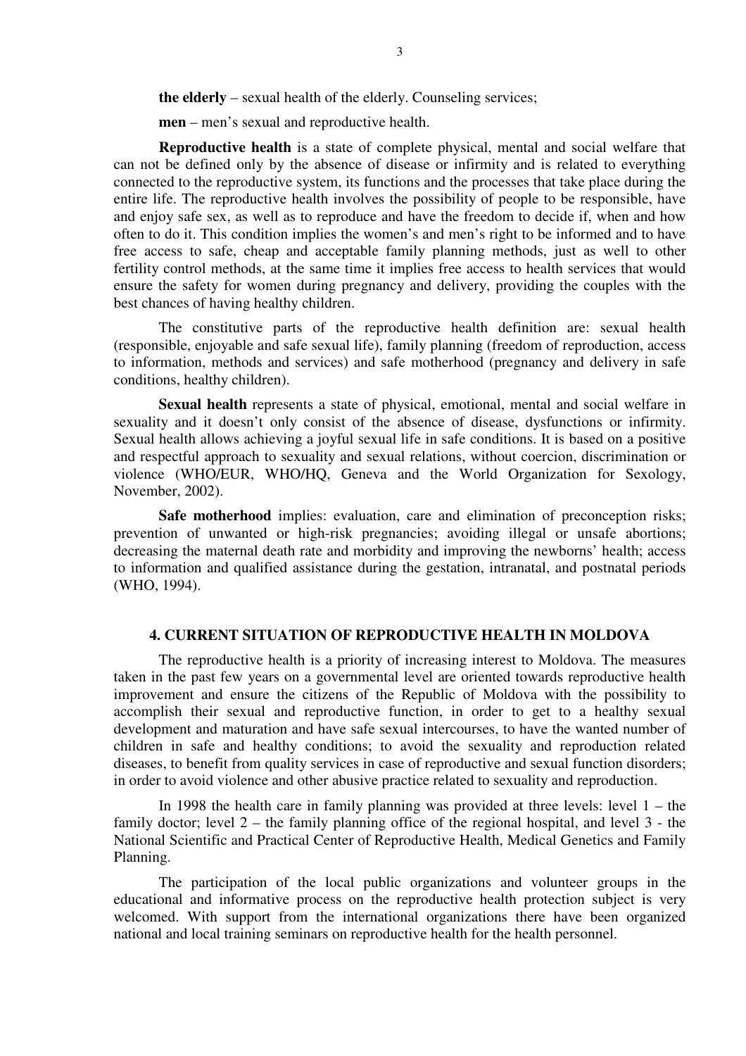**the elderly** – sexual health of the elderly. Counseling services;

**men** – men's sexual and reproductive health.

**Reproductive health** is a state of complete physical, mental and social welfare that can not be defined only by the absence of disease or infirmity and is related to everything connected to the reproductive system, its functions and the processes that take place during the entire life. The reproductive health involves the possibility of people to be responsible, have and enjoy safe sex, as well as to reproduce and have the freedom to decide if, when and how often to do it. This condition implies the women's and men's right to be informed and to have free access to safe, cheap and acceptable family planning methods, just as well to other fertility control methods, at the same time it implies free access to health services that would ensure the safety for women during pregnancy and delivery, providing the couples with the best chances of having healthy children.

The constitutive parts of the reproductive health definition are: sexual health (responsible, enjoyable and safe sexual life), family planning (freedom of reproduction, access to information, methods and services) and safe motherhood (pregnancy and delivery in safe conditions, healthy children).

**Sexual health** represents a state of physical, emotional, mental and social welfare in sexuality and it doesn't only consist of the absence of disease, dysfunctions or infirmity. Sexual health allows achieving a joyful sexual life in safe conditions. It is based on a positive and respectful approach to sexuality and sexual relations, without coercion, discrimination or violence (WHO/EUR, WHO/HQ, Geneva and the World Organization for Sexology, November, 2002).

**Safe motherhood** implies: evaluation, care and elimination of preconception risks; prevention of unwanted or high-risk pregnancies; avoiding illegal or unsafe abortions; decreasing the maternal death rate and morbidity and improving the newborns' health; access to information and qualified assistance during the gestation, intranatal, and postnatal periods (WHO, 1994).

## 4. CURRENT SITUATION OF REPRODUCTIVE HEALTH IN MOLDOVA

The reproductive health is a priority of increasing interest to Moldova. The measures taken in the past few years on a governmental level are oriented towards reproductive health improvement and ensure the citizens of the Republic of Moldova with the possibility to accomplish their sexual and reproductive function, in order to get to a healthy sexual development and maturation and have safe sexual intercourses, to have the wanted number of children in safe and healthy conditions; to avoid the sexuality and reproduction related diseases, to benefit from quality services in case of reproductive and sexual function disorders; in order to avoid violence and other abusive practice related to sexuality and reproduction.

In 1998 the health care in family planning was provided at three levels: level 1 – the family doctor; level 2 – the family planning office of the regional hospital, and level 3 - the National Scientific and Practical Center of Reproductive Health, Medical Genetics and Family Planning.

The participation of the local public organizations and volunteer groups in the educational and informative process on the reproductive health protection subject is very welcomed. With support from the international organizations there have been organized national and local training seminars on reproductive health for the health personnel.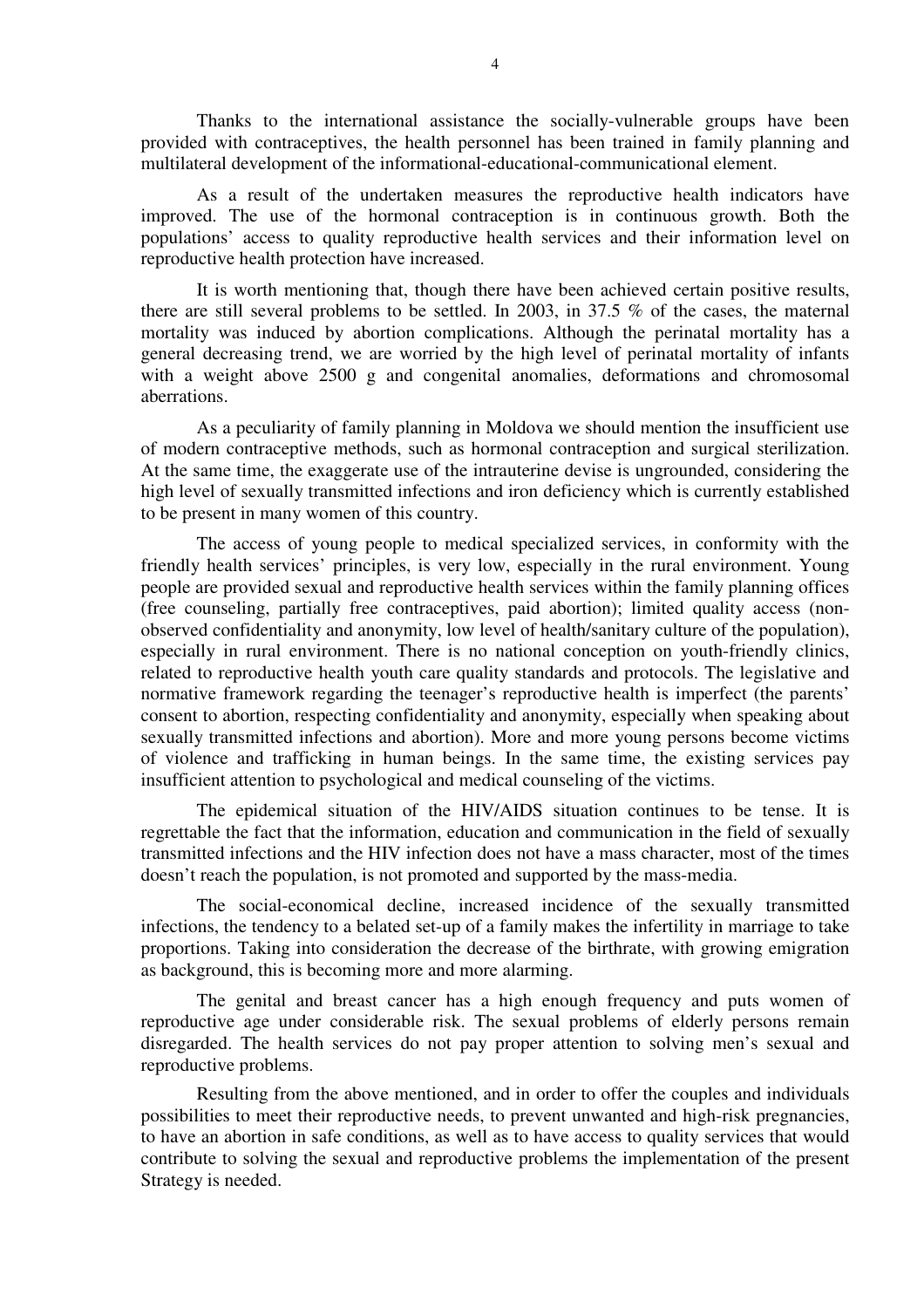Thanks to the international assistance the socially-vulnerable groups have been provided with contraceptives, the health personnel has been trained in family planning and multilateral development of the informational-educational-communicational element.

As a result of the undertaken measures the reproductive health indicators have improved. The use of the hormonal contraception is in continuous growth. Both the populations' access to quality reproductive health services and their information level on reproductive health protection have increased.

It is worth mentioning that, though there have been achieved certain positive results, there are still several problems to be settled. In 2003, in 37.5 % of the cases, the maternal mortality was induced by abortion complications. Although the perinatal mortality has a general decreasing trend, we are worried by the high level of perinatal mortality of infants with a weight above 2500 g and congenital anomalies, deformations and chromosomal aberrations.

As a peculiarity of family planning in Moldova we should mention the insufficient use of modern contraceptive methods, such as hormonal contraception and surgical sterilization. At the same time, the exaggerate use of the intrauterine devise is ungrounded, considering the high level of sexually transmitted infections and iron deficiency which is currently established to be present in many women of this country.

The access of young people to medical specialized services, in conformity with the friendly health services' principles, is very low, especially in the rural environment. Young people are provided sexual and reproductive health services within the family planning offices (free counseling, partially free contraceptives, paid abortion); limited quality access (non-observed confidentiality and anonymity, low level of health/sanitary culture of the population), especially in rural environment. There is no national conception on youth-friendly clinics, related to reproductive health youth care quality standards and protocols. The legislative and normative framework regarding the teenager's reproductive health is imperfect (the parents' consent to abortion, respecting confidentiality and anonymity, especially when speaking about sexually transmitted infections and abortion). More and more young persons become victims of violence and trafficking in human beings. In the same time, the existing services pay insufficient attention to psychological and medical counseling of the victims.

The epidemical situation of the HIV/AIDS situation continues to be tense. It is regrettable the fact that the information, education and communication in the field of sexually transmitted infections and the HIV infection does not have a mass character, most of the times doesn't reach the population, is not promoted and supported by the mass-media.

The social-economical decline, increased incidence of the sexually transmitted infections, the tendency to a belated set-up of a family makes the infertility in marriage to take proportions. Taking into consideration the decrease of the birthrate, with growing emigration as background, this is becoming more and more alarming.

The genital and breast cancer has a high enough frequency and puts women of reproductive age under considerable risk. The sexual problems of elderly persons remain disregarded. The health services do not pay proper attention to solving men's sexual and reproductive problems.

Resulting from the above mentioned, and in order to offer the couples and individuals possibilities to meet their reproductive needs, to prevent unwanted and high-risk pregnancies, to have an abortion in safe conditions, as well as to have access to quality services that would contribute to solving the sexual and reproductive problems the implementation of the present Strategy is needed.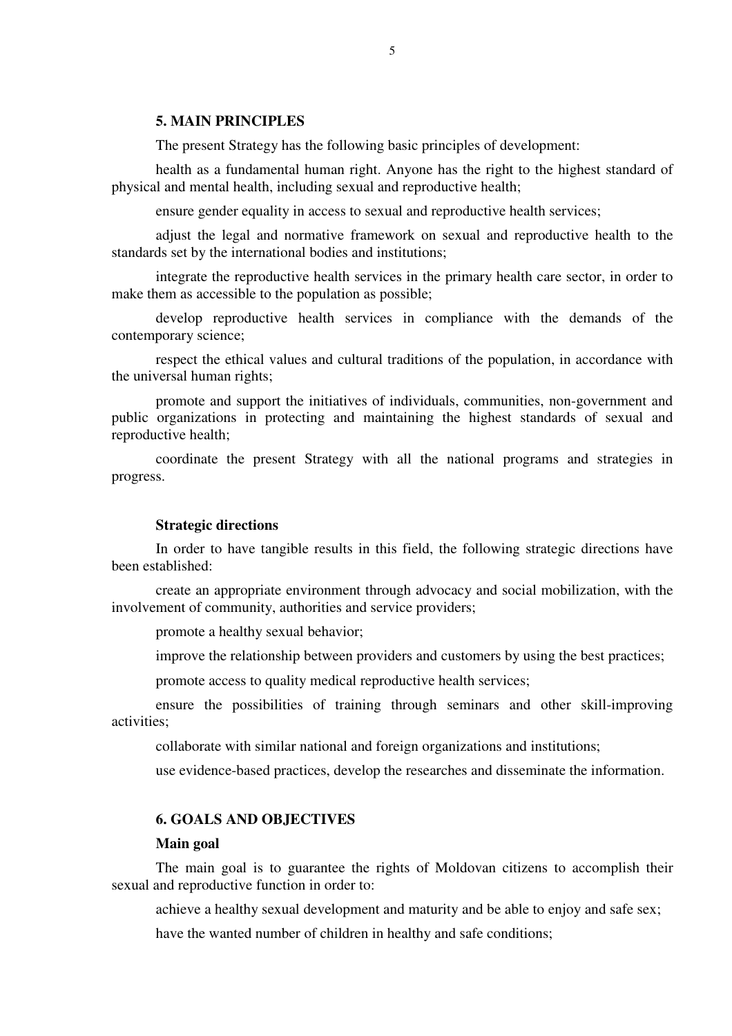## 5. MAIN PRINCIPLES

The present Strategy has the following basic principles of development:

health as a fundamental human right. Anyone has the right to the highest standard of physical and mental health, including sexual and reproductive health;

ensure gender equality in access to sexual and reproductive health services;

adjust the legal and normative framework on sexual and reproductive health to the standards set by the international bodies and institutions;

integrate the reproductive health services in the primary health care sector, in order to make them as accessible to the population as possible;

develop reproductive health services in compliance with the demands of the contemporary science;

respect the ethical values and cultural traditions of the population, in accordance with the universal human rights;

promote and support the initiatives of individuals, communities, non-government and public organizations in protecting and maintaining the highest standards of sexual and reproductive health;

coordinate the present Strategy with all the national programs and strategies in progress.

### Strategic directions

In order to have tangible results in this field, the following strategic directions have been established:

create an appropriate environment through advocacy and social mobilization, with the involvement of community, authorities and service providers;

promote a healthy sexual behavior;

improve the relationship between providers and customers by using the best practices;

promote access to quality medical reproductive health services;

ensure the possibilities of training through seminars and other skill-improving activities;

collaborate with similar national and foreign organizations and institutions;

use evidence-based practices, develop the researches and disseminate the information.

## 6. GOALS AND OBJECTIVES

### Main goal

The main goal is to guarantee the rights of Moldovan citizens to accomplish their sexual and reproductive function in order to:

achieve a healthy sexual development and maturity and be able to enjoy and safe sex;

have the wanted number of children in healthy and safe conditions;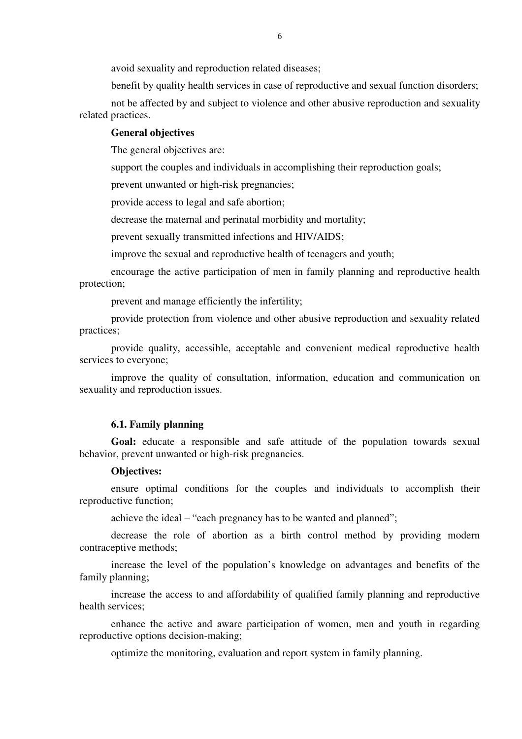avoid sexuality and reproduction related diseases;

benefit by quality health services in case of reproductive and sexual function disorders;

not be affected by and subject to violence and other abusive reproduction and sexuality related practices.

**General objectives**

The general objectives are:

support the couples and individuals in accomplishing their reproduction goals;

prevent unwanted or high-risk pregnancies;

provide access to legal and safe abortion;

decrease the maternal and perinatal morbidity and mortality;

prevent sexually transmitted infections and HIV/AIDS;

improve the sexual and reproductive health of teenagers and youth;

encourage the active participation of men in family planning and reproductive health protection;

prevent and manage efficiently the infertility;

provide protection from violence and other abusive reproduction and sexuality related practices;

provide quality, accessible, acceptable and convenient medical reproductive health services to everyone;

improve the quality of consultation, information, education and communication on sexuality and reproduction issues.

**6.1. Family planning**

**Goal:** educate a responsible and safe attitude of the population towards sexual behavior, prevent unwanted or high-risk pregnancies.

**Objectives:**

ensure optimal conditions for the couples and individuals to accomplish their reproductive function;

achieve the ideal – "each pregnancy has to be wanted and planned";

decrease the role of abortion as a birth control method by providing modern contraceptive methods;

increase the level of the population's knowledge on advantages and benefits of the family planning;

increase the access to and affordability of qualified family planning and reproductive health services;

enhance the active and aware participation of women, men and youth in regarding reproductive options decision-making;

optimize the monitoring, evaluation and report system in family planning.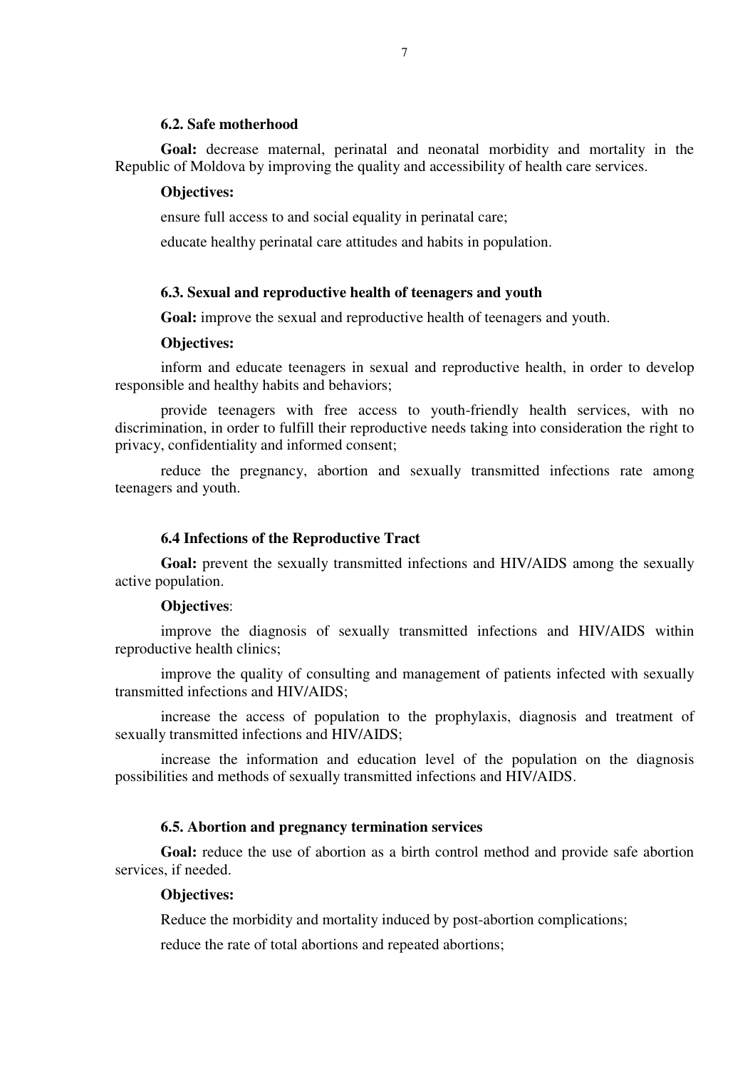### 6.2. Safe motherhood

**Goal:** decrease maternal, perinatal and neonatal morbidity and mortality in the Republic of Moldova by improving the quality and accessibility of health care services.

**Objectives:**

ensure full access to and social equality in perinatal care;

educate healthy perinatal care attitudes and habits in population.

### 6.3. Sexual and reproductive health of teenagers and youth

**Goal:** improve the sexual and reproductive health of teenagers and youth.

**Objectives:**

inform and educate teenagers in sexual and reproductive health, in order to develop responsible and healthy habits and behaviors;

provide teenagers with free access to youth-friendly health services, with no discrimination, in order to fulfill their reproductive needs taking into consideration the right to privacy, confidentiality and informed consent;

reduce the pregnancy, abortion and sexually transmitted infections rate among teenagers and youth.

### 6.4 Infections of the Reproductive Tract

**Goal:** prevent the sexually transmitted infections and HIV/AIDS among the sexually active population.

**Objectives**:

improve the diagnosis of sexually transmitted infections and HIV/AIDS within reproductive health clinics;

improve the quality of consulting and management of patients infected with sexually transmitted infections and HIV/AIDS;

increase the access of population to the prophylaxis, diagnosis and treatment of sexually transmitted infections and HIV/AIDS;

increase the information and education level of the population on the diagnosis possibilities and methods of sexually transmitted infections and HIV/AIDS.

### 6.5. Abortion and pregnancy termination services

**Goal:** reduce the use of abortion as a birth control method and provide safe abortion services, if needed.

**Objectives:**

Reduce the morbidity and mortality induced by post-abortion complications;

reduce the rate of total abortions and repeated abortions;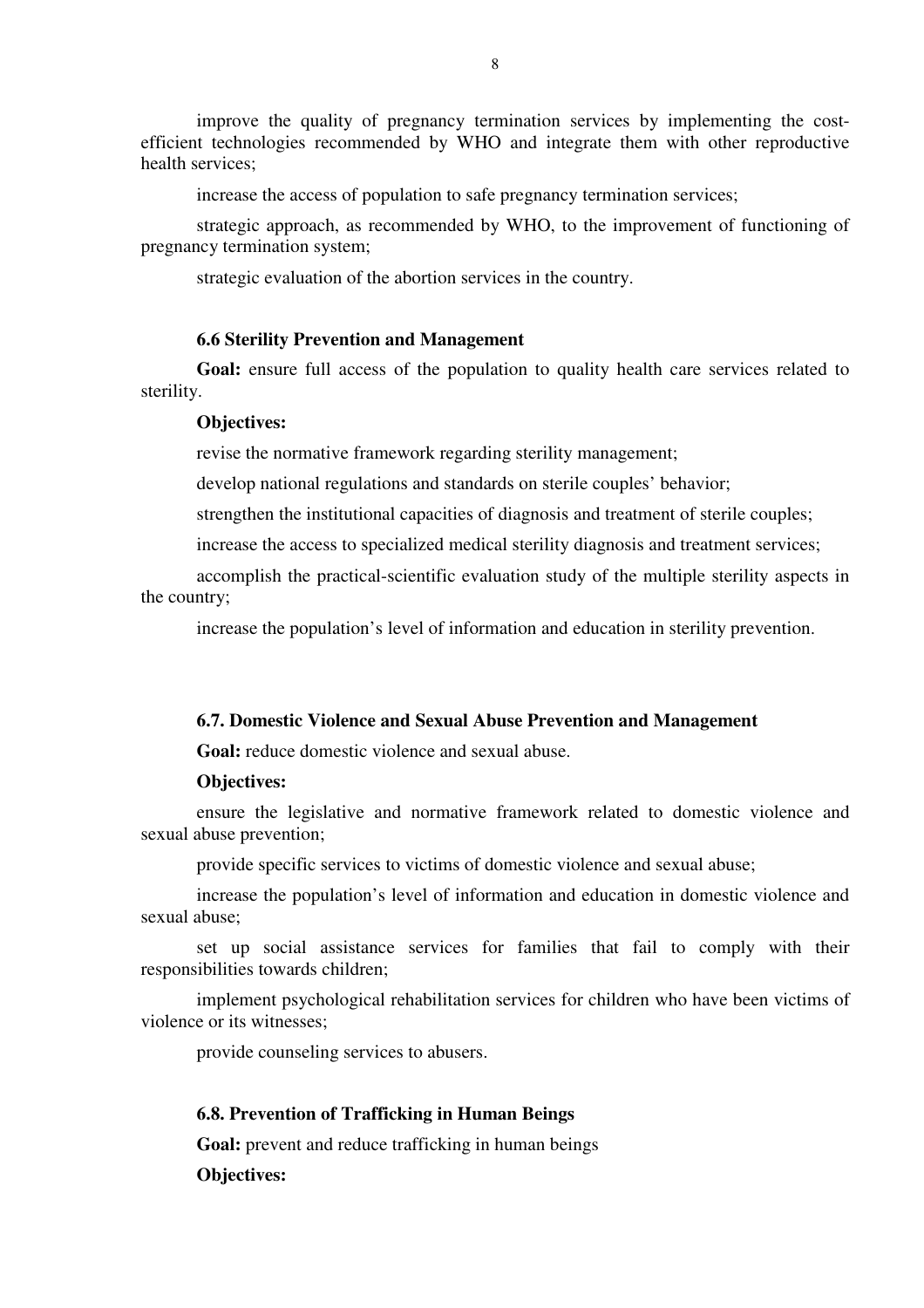improve the quality of pregnancy termination services by implementing the cost-efficient technologies recommended by WHO and integrate them with other reproductive health services;

increase the access of population to safe pregnancy termination services;

strategic approach, as recommended by WHO, to the improvement of functioning of pregnancy termination system;

strategic evaluation of the abortion services in the country.

### 6.6 Sterility Prevention and Management

**Goal:** ensure full access of the population to quality health care services related to sterility.

**Objectives:**

revise the normative framework regarding sterility management;

develop national regulations and standards on sterile couples' behavior;

strengthen the institutional capacities of diagnosis and treatment of sterile couples;

increase the access to specialized medical sterility diagnosis and treatment services;

accomplish the practical-scientific evaluation study of the multiple sterility aspects in the country;

increase the population's level of information and education in sterility prevention.

### 6.7. Domestic Violence and Sexual Abuse Prevention and Management

**Goal:** reduce domestic violence and sexual abuse.

**Objectives:**

ensure the legislative and normative framework related to domestic violence and sexual abuse prevention;

provide specific services to victims of domestic violence and sexual abuse;

increase the population's level of information and education in domestic violence and sexual abuse;

set up social assistance services for families that fail to comply with their responsibilities towards children;

implement psychological rehabilitation services for children who have been victims of violence or its witnesses;

provide counseling services to abusers.

### 6.8. Prevention of Trafficking in Human Beings

**Goal:** prevent and reduce trafficking in human beings

**Objectives:**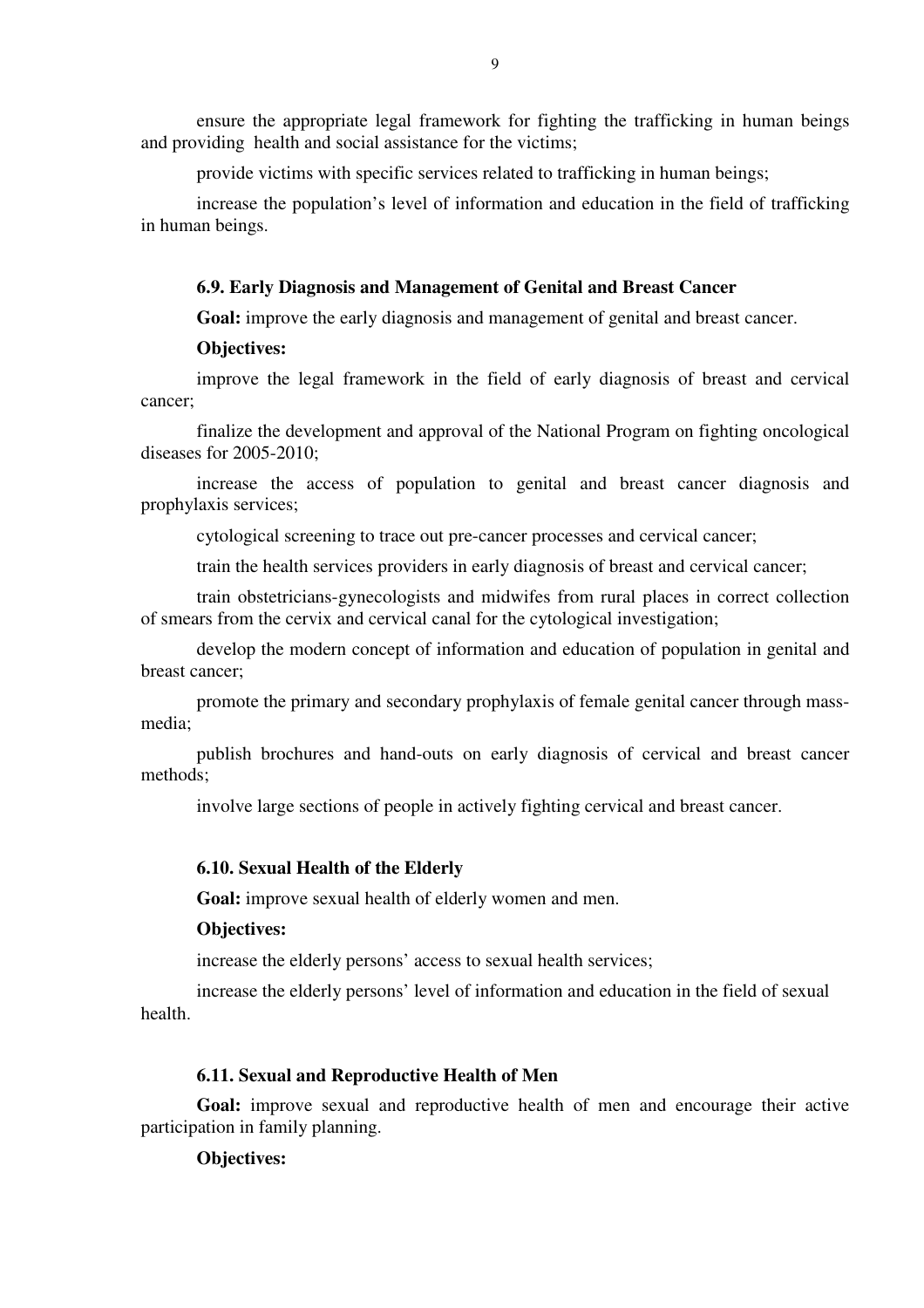ensure the appropriate legal framework for fighting the trafficking in human beings and providing health and social assistance for the victims;

provide victims with specific services related to trafficking in human beings;

increase the population's level of information and education in the field of trafficking in human beings.

### 6.9. Early Diagnosis and Management of Genital and Breast Cancer

**Goal:** improve the early diagnosis and management of genital and breast cancer.

**Objectives:**

improve the legal framework in the field of early diagnosis of breast and cervical cancer;

finalize the development and approval of the National Program on fighting oncological diseases for 2005-2010;

increase the access of population to genital and breast cancer diagnosis and prophylaxis services;

cytological screening to trace out pre-cancer processes and cervical cancer;

train the health services providers in early diagnosis of breast and cervical cancer;

train obstetricians-gynecologists and midwifes from rural places in correct collection of smears from the cervix and cervical canal for the cytological investigation;

develop the modern concept of information and education of population in genital and breast cancer;

promote the primary and secondary prophylaxis of female genital cancer through mass-media;

publish brochures and hand-outs on early diagnosis of cervical and breast cancer methods;

involve large sections of people in actively fighting cervical and breast cancer.

### 6.10. Sexual Health of the Elderly

**Goal:** improve sexual health of elderly women and men.

**Objectives:**

increase the elderly persons' access to sexual health services;

increase the elderly persons' level of information and education in the field of sexual health.

### 6.11. Sexual and Reproductive Health of Men

**Goal:** improve sexual and reproductive health of men and encourage their active participation in family planning.

**Objectives:**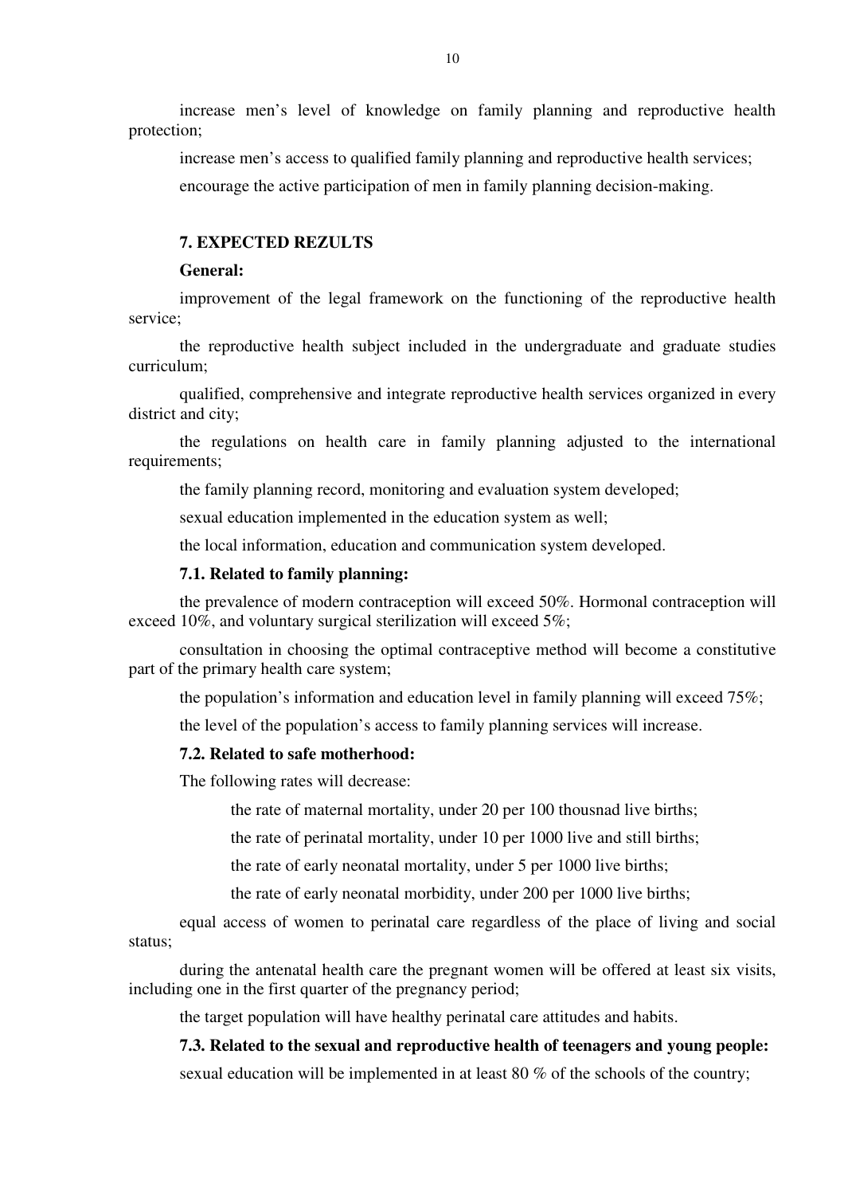increase men's level of knowledge on family planning and reproductive health protection;

increase men's access to qualified family planning and reproductive health services;

encourage the active participation of men in family planning decision-making.

## 7. EXPECTED REZULTS

**General:**

improvement of the legal framework on the functioning of the reproductive health service;

the reproductive health subject included in the undergraduate and graduate studies curriculum;

qualified, comprehensive and integrate reproductive health services organized in every district and city;

the regulations on health care in family planning adjusted to the international requirements;

the family planning record, monitoring and evaluation system developed;

sexual education implemented in the education system as well;

the local information, education and communication system developed.

### 7.1. Related to family planning:

the prevalence of modern contraception will exceed 50%. Hormonal contraception will exceed 10%, and voluntary surgical sterilization will exceed 5%;

consultation in choosing the optimal contraceptive method will become a constitutive part of the primary health care system;

the population's information and education level in family planning will exceed 75%;

the level of the population's access to family planning services will increase.

### 7.2. Related to safe motherhood:

The following rates will decrease:

the rate of maternal mortality, under 20 per 100 thousnad live births;

the rate of perinatal mortality, under 10 per 1000 live and still births;

the rate of early neonatal mortality, under 5 per 1000 live births;

the rate of early neonatal morbidity, under 200 per 1000 live births;

equal access of women to perinatal care regardless of the place of living and social status;

during the antenatal health care the pregnant women will be offered at least six visits, including one in the first quarter of the pregnancy period;

the target population will have healthy perinatal care attitudes and habits.

### 7.3. Related to the sexual and reproductive health of teenagers and young people:

sexual education will be implemented in at least 80 % of the schools of the country;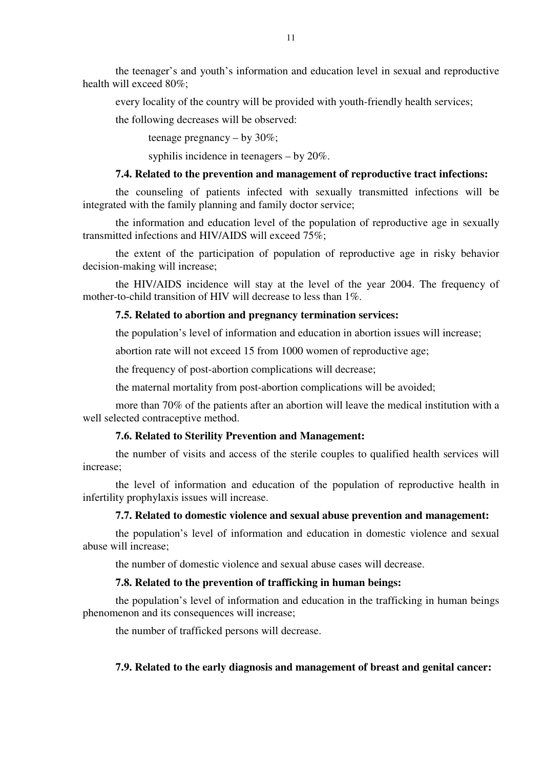the teenager's and youth's information and education level in sexual and reproductive health will exceed 80%;

every locality of the country will be provided with youth-friendly health services;

the following decreases will be observed:

teenage pregnancy – by 30%;

syphilis incidence in teenagers – by 20%.

**7.4. Related to the prevention and management of reproductive tract infections:**

the counseling of patients infected with sexually transmitted infections will be integrated with the family planning and family doctor service;

the information and education level of the population of reproductive age in sexually transmitted infections and HIV/AIDS will exceed 75%;

the extent of the participation of population of reproductive age in risky behavior decision-making will increase;

the HIV/AIDS incidence will stay at the level of the year 2004. The frequency of mother-to-child transition of HIV will decrease to less than 1%.

**7.5. Related to abortion and pregnancy termination services:**

the population's level of information and education in abortion issues will increase;

abortion rate will not exceed 15 from 1000 women of reproductive age;

the frequency of post-abortion complications will decrease;

the maternal mortality from post-abortion complications will be avoided;

more than 70% of the patients after an abortion will leave the medical institution with a well selected contraceptive method.

**7.6. Related to Sterility Prevention and Management:**

the number of visits and access of the sterile couples to qualified health services will increase;

the level of information and education of the population of reproductive health in infertility prophylaxis issues will increase.

**7.7. Related to domestic violence and sexual abuse prevention and management:**

the population's level of information and education in domestic violence and sexual abuse will increase;

the number of domestic violence and sexual abuse cases will decrease.

**7.8. Related to the prevention of trafficking in human beings:**

the population's level of information and education in the trafficking in human beings phenomenon and its consequences will increase;

the number of trafficked persons will decrease.

**7.9. Related to the early diagnosis and management of breast and genital cancer:**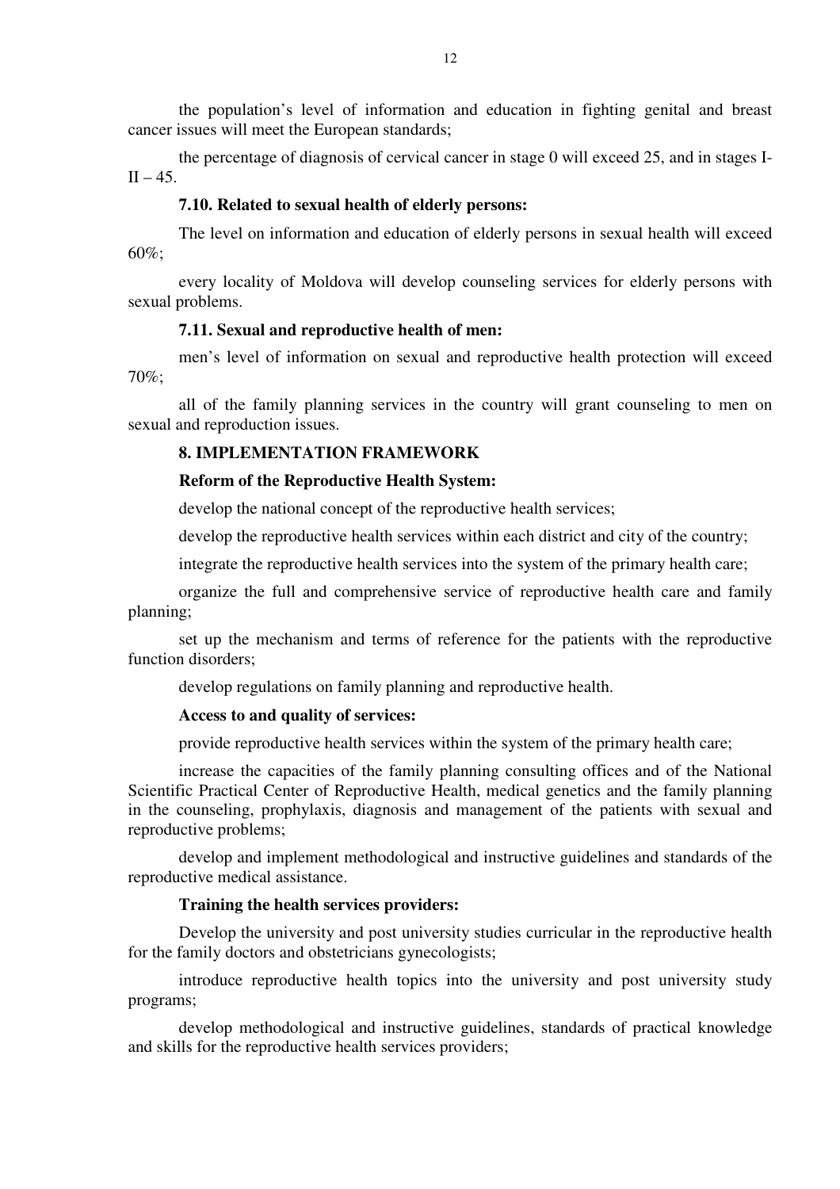the population's level of information and education in fighting genital and breast cancer issues will meet the European standards;

the percentage of diagnosis of cervical cancer in stage 0 will exceed 25, and in stages I-II – 45.

**7.10. Related to sexual health of elderly persons:**

The level on information and education of elderly persons in sexual health will exceed 60%;

every locality of Moldova will develop counseling services for elderly persons with sexual problems.

**7.11. Sexual and reproductive health of men:**

men's level of information on sexual and reproductive health protection will exceed 70%;

all of the family planning services in the country will grant counseling to men on sexual and reproduction issues.

**8. IMPLEMENTATION FRAMEWORK**

**Reform of the Reproductive Health System:**

develop the national concept of the reproductive health services;

develop the reproductive health services within each district and city of the country;

integrate the reproductive health services into the system of the primary health care;

organize the full and comprehensive service of reproductive health care and family planning;

set up the mechanism and terms of reference for the patients with the reproductive function disorders;

develop regulations on family planning and reproductive health.

**Access to and quality of services:**

provide reproductive health services within the system of the primary health care;

increase the capacities of the family planning consulting offices and of the National Scientific Practical Center of Reproductive Health, medical genetics and the family planning in the counseling, prophylaxis, diagnosis and management of the patients with sexual and reproductive problems;

develop and implement methodological and instructive guidelines and standards of the reproductive medical assistance.

**Training the health services providers:**

Develop the university and post university studies curricular in the reproductive health for the family doctors and obstetricians gynecologists;

introduce reproductive health topics into the university and post university study programs;

develop methodological and instructive guidelines, standards of practical knowledge and skills for the reproductive health services providers;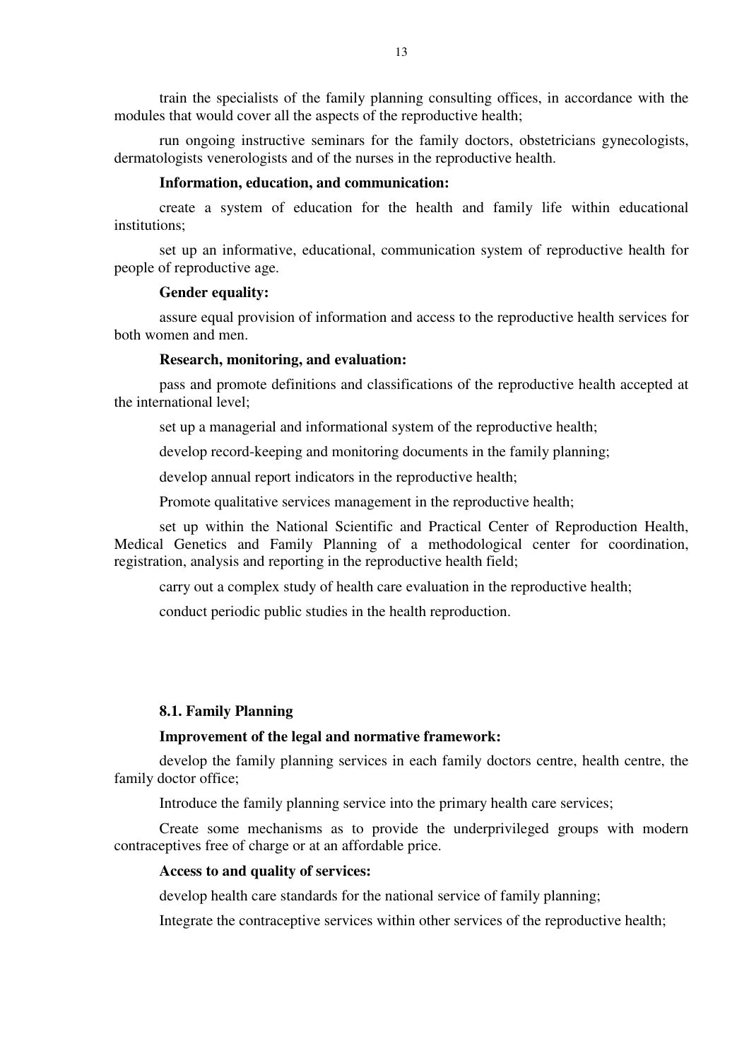train the specialists of the family planning consulting offices, in accordance with the modules that would cover all the aspects of the reproductive health;

run ongoing instructive seminars for the family doctors, obstetricians gynecologists, dermatologists venerologists and of the nurses in the reproductive health.

**Information, education, and communication:**

create a system of education for the health and family life within educational institutions;

set up an informative, educational, communication system of reproductive health for people of reproductive age.

**Gender equality:**

assure equal provision of information and access to the reproductive health services for both women and men.

**Research, monitoring, and evaluation:**

pass and promote definitions and classifications of the reproductive health accepted at the international level;

set up a managerial and informational system of the reproductive health;

develop record-keeping and monitoring documents in the family planning;

develop annual report indicators in the reproductive health;

Promote qualitative services management in the reproductive health;

set up within the National Scientific and Practical Center of Reproduction Health, Medical Genetics and Family Planning of a methodological center for coordination, registration, analysis and reporting in the reproductive health field;

carry out a complex study of health care evaluation in the reproductive health;

conduct periodic public studies in the health reproduction.

**8.1. Family Planning**

**Improvement of the legal and normative framework:**

develop the family planning services in each family doctors centre, health centre, the family doctor office;

Introduce the family planning service into the primary health care services;

Create some mechanisms as to provide the underprivileged groups with modern contraceptives free of charge or at an affordable price.

**Access to and quality of services:**

develop health care standards for the national service of family planning;

Integrate the contraceptive services within other services of the reproductive health;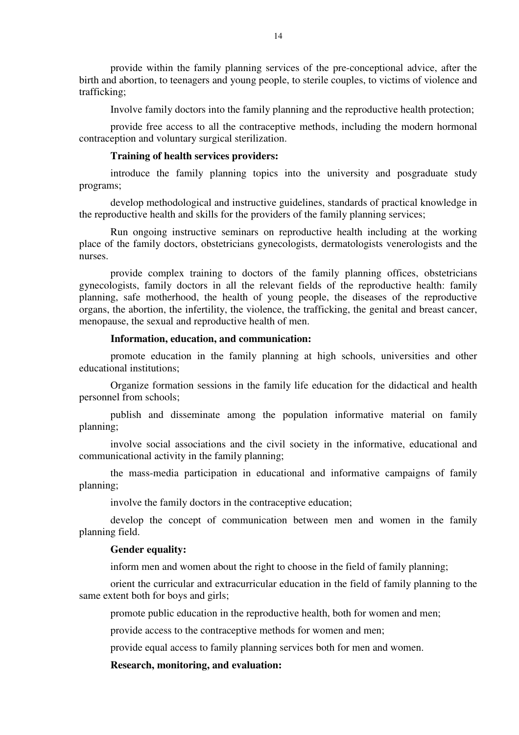provide within the family planning services of the pre-conceptional advice, after the birth and abortion, to teenagers and young people, to sterile couples, to victims of violence and trafficking;

Involve family doctors into the family planning and the reproductive health protection;

provide free access to all the contraceptive methods, including the modern hormonal contraception and voluntary surgical sterilization.

**Training of health services providers:**

introduce the family planning topics into the university and posgraduate study programs;

develop methodological and instructive guidelines, standards of practical knowledge in the reproductive health and skills for the providers of the family planning services;

Run ongoing instructive seminars on reproductive health including at the working place of the family doctors, obstetricians gynecologists, dermatologists venerologists and the nurses.

provide complex training to doctors of the family planning offices, obstetricians gynecologists, family doctors in all the relevant fields of the reproductive health: family planning, safe motherhood, the health of young people, the diseases of the reproductive organs, the abortion, the infertility, the violence, the trafficking, the genital and breast cancer, menopause, the sexual and reproductive health of men.

**Information, education, and communication:**

promote education in the family planning at high schools, universities and other educational institutions;

Organize formation sessions in the family life education for the didactical and health personnel from schools;

publish and disseminate among the population informative material on family planning;

involve social associations and the civil society in the informative, educational and communicational activity in the family planning;

the mass-media participation in educational and informative campaigns of family planning;

involve the family doctors in the contraceptive education;

develop the concept of communication between men and women in the family planning field.

**Gender equality:**

inform men and women about the right to choose in the field of family planning;

orient the curricular and extracurricular education in the field of family planning to the same extent both for boys and girls;

promote public education in the reproductive health, both for women and men;

provide access to the contraceptive methods for women and men;

provide equal access to family planning services both for men and women.

**Research, monitoring, and evaluation:**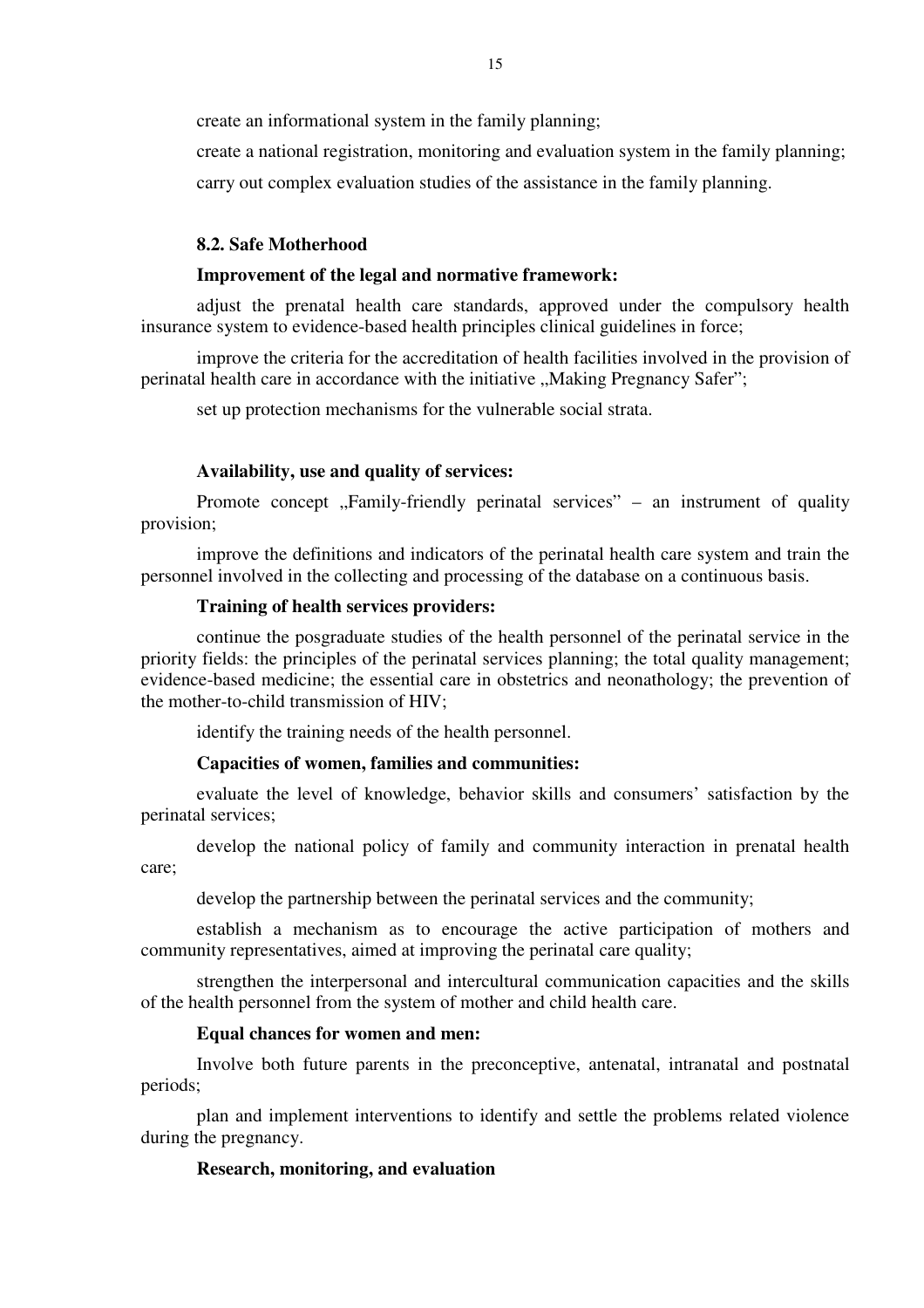create an informational system in the family planning;

create a national registration, monitoring and evaluation system in the family planning;

carry out complex evaluation studies of the assistance in the family planning.

### 8.2. Safe Motherhood

**Improvement of the legal and normative framework:**

adjust the prenatal health care standards, approved under the compulsory health insurance system to evidence-based health principles clinical guidelines in force;

improve the criteria for the accreditation of health facilities involved in the provision of perinatal health care in accordance with the initiative „Making Pregnancy Safer";

set up protection mechanisms for the vulnerable social strata.

**Availability, use and quality of services:**

Promote concept „Family-friendly perinatal services" – an instrument of quality provision;

improve the definitions and indicators of the perinatal health care system and train the personnel involved in the collecting and processing of the database on a continuous basis.

**Training of health services providers:**

continue the posgraduate studies of the health personnel of the perinatal service in the priority fields: the principles of the perinatal services planning; the total quality management; evidence-based medicine; the essential care in obstetrics and neonathology; the prevention of the mother-to-child transmission of HIV;

identify the training needs of the health personnel.

**Capacities of women, families and communities:**

evaluate the level of knowledge, behavior skills and consumers' satisfaction by the perinatal services;

develop the national policy of family and community interaction in prenatal health care;

develop the partnership between the perinatal services and the community;

establish a mechanism as to encourage the active participation of mothers and community representatives, aimed at improving the perinatal care quality;

strengthen the interpersonal and intercultural communication capacities and the skills of the health personnel from the system of mother and child health care.

**Equal chances for women and men:**

Involve both future parents in the preconceptive, antenatal, intranatal and postnatal periods;

plan and implement interventions to identify and settle the problems related violence during the pregnancy.

**Research, monitoring, and evaluation**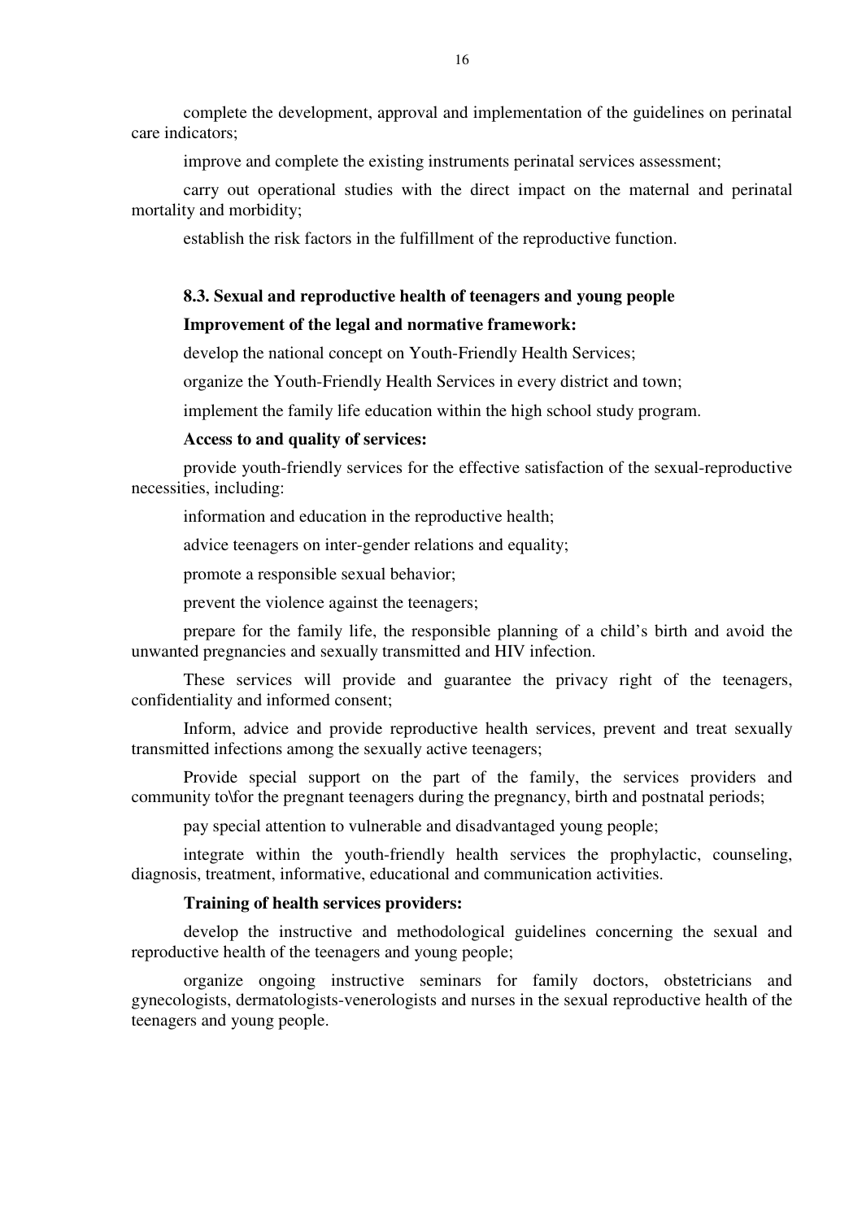complete the development, approval and implementation of the guidelines on perinatal care indicators;

improve and complete the existing instruments perinatal services assessment;

carry out operational studies with the direct impact on the maternal and perinatal mortality and morbidity;

establish the risk factors in the fulfillment of the reproductive function.

### 8.3. Sexual and reproductive health of teenagers and young people

**Improvement of the legal and normative framework:**

develop the national concept on Youth-Friendly Health Services;

organize the Youth-Friendly Health Services in every district and town;

implement the family life education within the high school study program.

**Access to and quality of services:**

provide youth-friendly services for the effective satisfaction of the sexual-reproductive necessities, including:

information and education in the reproductive health;

advice teenagers on inter-gender relations and equality;

promote a responsible sexual behavior;

prevent the violence against the teenagers;

prepare for the family life, the responsible planning of a child's birth and avoid the unwanted pregnancies and sexually transmitted and HIV infection.

These services will provide and guarantee the privacy right of the teenagers, confidentiality and informed consent;

Inform, advice and provide reproductive health services, prevent and treat sexually transmitted infections among the sexually active teenagers;

Provide special support on the part of the family, the services providers and community to\for the pregnant teenagers during the pregnancy, birth and postnatal periods;

pay special attention to vulnerable and disadvantaged young people;

integrate within the youth-friendly health services the prophylactic, counseling, diagnosis, treatment, informative, educational and communication activities.

**Training of health services providers:**

develop the instructive and methodological guidelines concerning the sexual and reproductive health of the teenagers and young people;

organize ongoing instructive seminars for family doctors, obstetricians and gynecologists, dermatologists-venerologists and nurses in the sexual reproductive health of the teenagers and young people.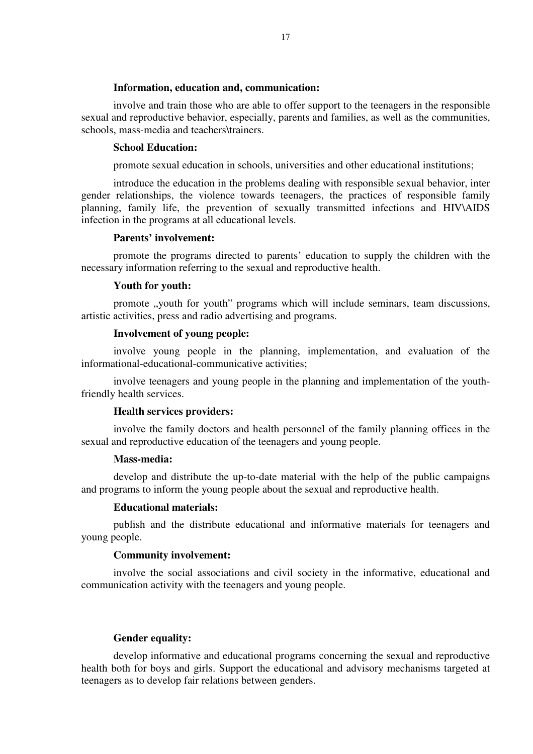**Information, education and, communication:**

involve and train those who are able to offer support to the teenagers in the responsible sexual and reproductive behavior, especially, parents and families, as well as the communities, schools, mass-media and teachers\trainers.

**School Education:**

promote sexual education in schools, universities and other educational institutions;

introduce the education in the problems dealing with responsible sexual behavior, inter gender relationships, the violence towards teenagers, the practices of responsible family planning, family life, the prevention of sexually transmitted infections and HIV\AIDS infection in the programs at all educational levels.

**Parents' involvement:**

promote the programs directed to parents' education to supply the children with the necessary information referring to the sexual and reproductive health.

**Youth for youth:**

promote „youth for youth" programs which will include seminars, team discussions, artistic activities, press and radio advertising and programs.

**Involvement of young people:**

involve young people in the planning, implementation, and evaluation of the informational-educational-communicative activities;

involve teenagers and young people in the planning and implementation of the youth-friendly health services.

**Health services providers:**

involve the family doctors and health personnel of the family planning offices in the sexual and reproductive education of the teenagers and young people.

**Mass-media:**

develop and distribute the up-to-date material with the help of the public campaigns and programs to inform the young people about the sexual and reproductive health.

**Educational materials:**

publish and the distribute educational and informative materials for teenagers and young people.

**Community involvement:**

involve the social associations and civil society in the informative, educational and communication activity with the teenagers and young people.

**Gender equality:**

develop informative and educational programs concerning the sexual and reproductive health both for boys and girls. Support the educational and advisory mechanisms targeted at teenagers as to develop fair relations between genders.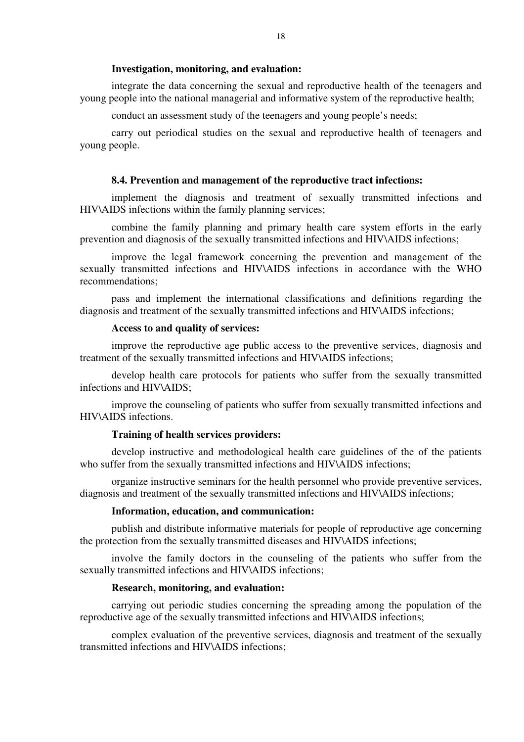**Investigation, monitoring, and evaluation:**

integrate the data concerning the sexual and reproductive health of the teenagers and young people into the national managerial and informative system of the reproductive health;

conduct an assessment study of the teenagers and young people's needs;

carry out periodical studies on the sexual and reproductive health of teenagers and young people.

**8.4. Prevention and management of the reproductive tract infections:**

implement the diagnosis and treatment of sexually transmitted infections and HIV\AIDS infections within the family planning services;

combine the family planning and primary health care system efforts in the early prevention and diagnosis of the sexually transmitted infections and HIV\AIDS infections;

improve the legal framework concerning the prevention and management of the sexually transmitted infections and HIV\AIDS infections in accordance with the WHO recommendations;

pass and implement the international classifications and definitions regarding the diagnosis and treatment of the sexually transmitted infections and HIV\AIDS infections;

**Access to and quality of services:**

improve the reproductive age public access to the preventive services, diagnosis and treatment of the sexually transmitted infections and HIV\AIDS infections;

develop health care protocols for patients who suffer from the sexually transmitted infections and HIV\AIDS;

improve the counseling of patients who suffer from sexually transmitted infections and HIV\AIDS infections.

**Training of health services providers:**

develop instructive and methodological health care guidelines of the of the patients who suffer from the sexually transmitted infections and HIV\AIDS infections;

organize instructive seminars for the health personnel who provide preventive services, diagnosis and treatment of the sexually transmitted infections and HIV\AIDS infections;

**Information, education, and communication:**

publish and distribute informative materials for people of reproductive age concerning the protection from the sexually transmitted diseases and HIV\AIDS infections;

involve the family doctors in the counseling of the patients who suffer from the sexually transmitted infections and HIV\AIDS infections;

**Research, monitoring, and evaluation:**

carrying out periodic studies concerning the spreading among the population of the reproductive age of the sexually transmitted infections and HIV\AIDS infections;

complex evaluation of the preventive services, diagnosis and treatment of the sexually transmitted infections and HIV\AIDS infections;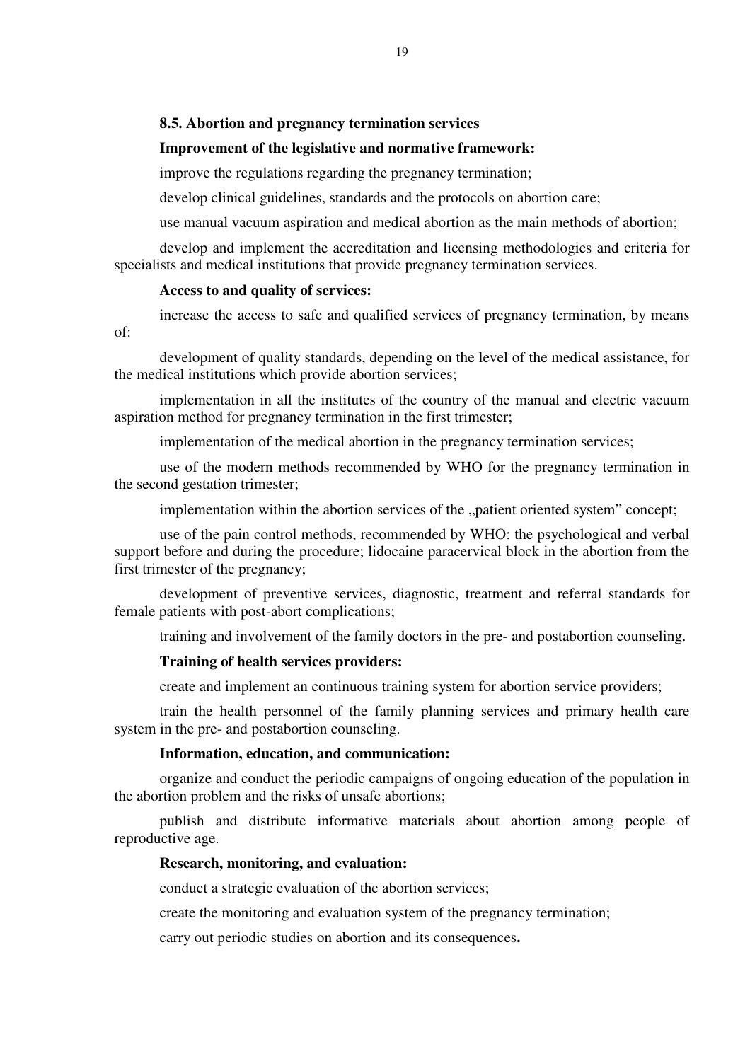**8.5. Abortion and pregnancy termination services**

**Improvement of the legislative and normative framework:**

improve the regulations regarding the pregnancy termination;

develop clinical guidelines, standards and the protocols on abortion care;

use manual vacuum aspiration and medical abortion as the main methods of abortion;

develop and implement the accreditation and licensing methodologies and criteria for specialists and medical institutions that provide pregnancy termination services.

**Access to and quality of services:**

increase the access to safe and qualified services of pregnancy termination, by means of:

development of quality standards, depending on the level of the medical assistance, for the medical institutions which provide abortion services;

implementation in all the institutes of the country of the manual and electric vacuum aspiration method for pregnancy termination in the first trimester;

implementation of the medical abortion in the pregnancy termination services;

use of the modern methods recommended by WHO for the pregnancy termination in the second gestation trimester;

implementation within the abortion services of the „patient oriented system" concept;

use of the pain control methods, recommended by WHO: the psychological and verbal support before and during the procedure; lidocaine paracervical block in the abortion from the first trimester of the pregnancy;

development of preventive services, diagnostic, treatment and referral standards for female patients with post-abort complications;

training and involvement of the family doctors in the pre- and postabortion counseling.

**Training of health services providers:**

create and implement an continuous training system for abortion service providers;

train the health personnel of the family planning services and primary health care system in the pre- and postabortion counseling.

**Information, education, and communication:**

organize and conduct the periodic campaigns of ongoing education of the population in the abortion problem and the risks of unsafe abortions;

publish and distribute informative materials about abortion among people of reproductive age.

**Research, monitoring, and evaluation:**

conduct a strategic evaluation of the abortion services;

create the monitoring and evaluation system of the pregnancy termination;

carry out periodic studies on abortion and its consequences**.**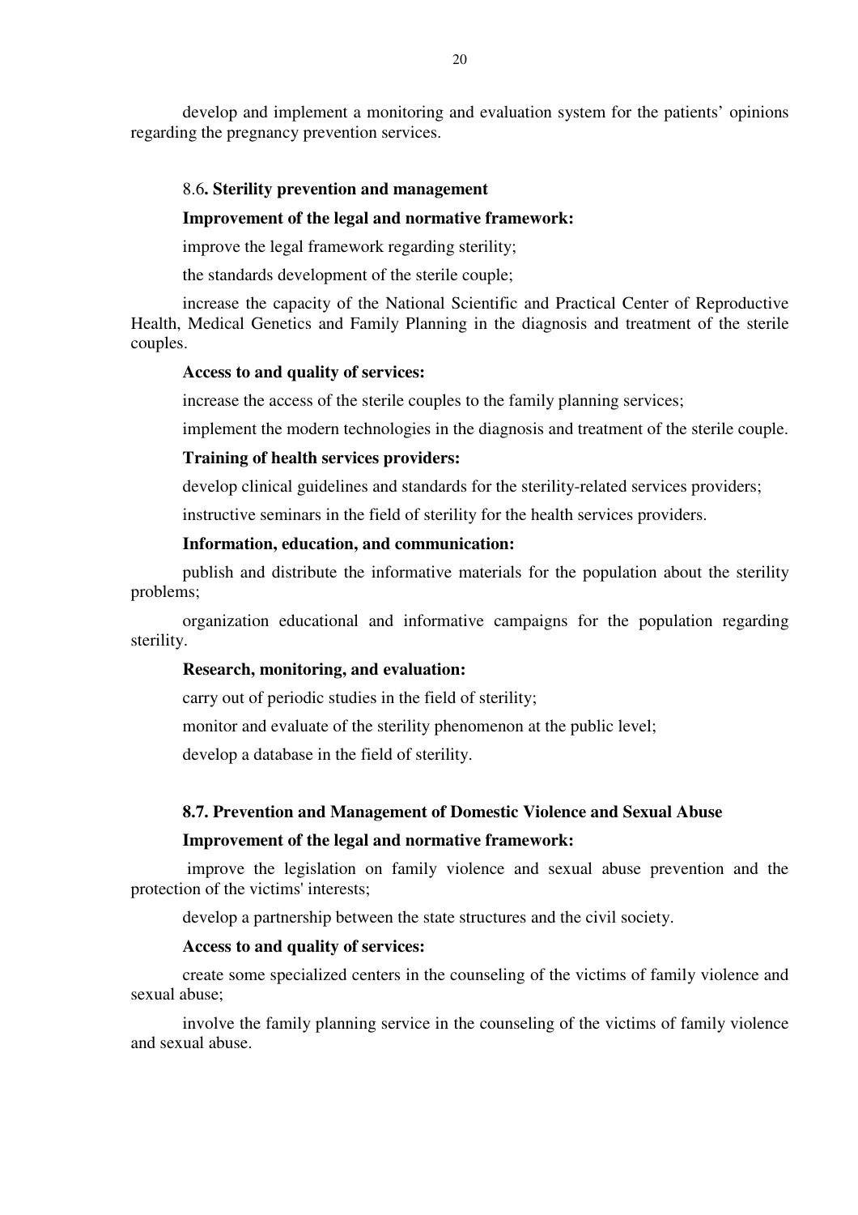develop and implement a monitoring and evaluation system for the patients' opinions regarding the pregnancy prevention services.

### 8.6**. Sterility prevention and management**

**Improvement of the legal and normative framework:**

improve the legal framework regarding sterility;

the standards development of the sterile couple;

increase the capacity of the National Scientific and Practical Center of Reproductive Health, Medical Genetics and Family Planning in the diagnosis and treatment of the sterile couples.

**Access to and quality of services:**

increase the access of the sterile couples to the family planning services;

implement the modern technologies in the diagnosis and treatment of the sterile couple.

**Training of health services providers:**

develop clinical guidelines and standards for the sterility-related services providers;

instructive seminars in the field of sterility for the health services providers.

**Information, education, and communication:**

publish and distribute the informative materials for the population about the sterility problems;

organization educational and informative campaigns for the population regarding sterility.

**Research, monitoring, and evaluation:**

carry out of periodic studies in the field of sterility;

monitor and evaluate of the sterility phenomenon at the public level;

develop a database in the field of sterility.

### 8.7. Prevention and Management of Domestic Violence and Sexual Abuse

**Improvement of the legal and normative framework:**

improve the legislation on family violence and sexual abuse prevention and the protection of the victims' interests;

develop a partnership between the state structures and the civil society.

**Access to and quality of services:**

create some specialized centers in the counseling of the victims of family violence and sexual abuse;

involve the family planning service in the counseling of the victims of family violence and sexual abuse.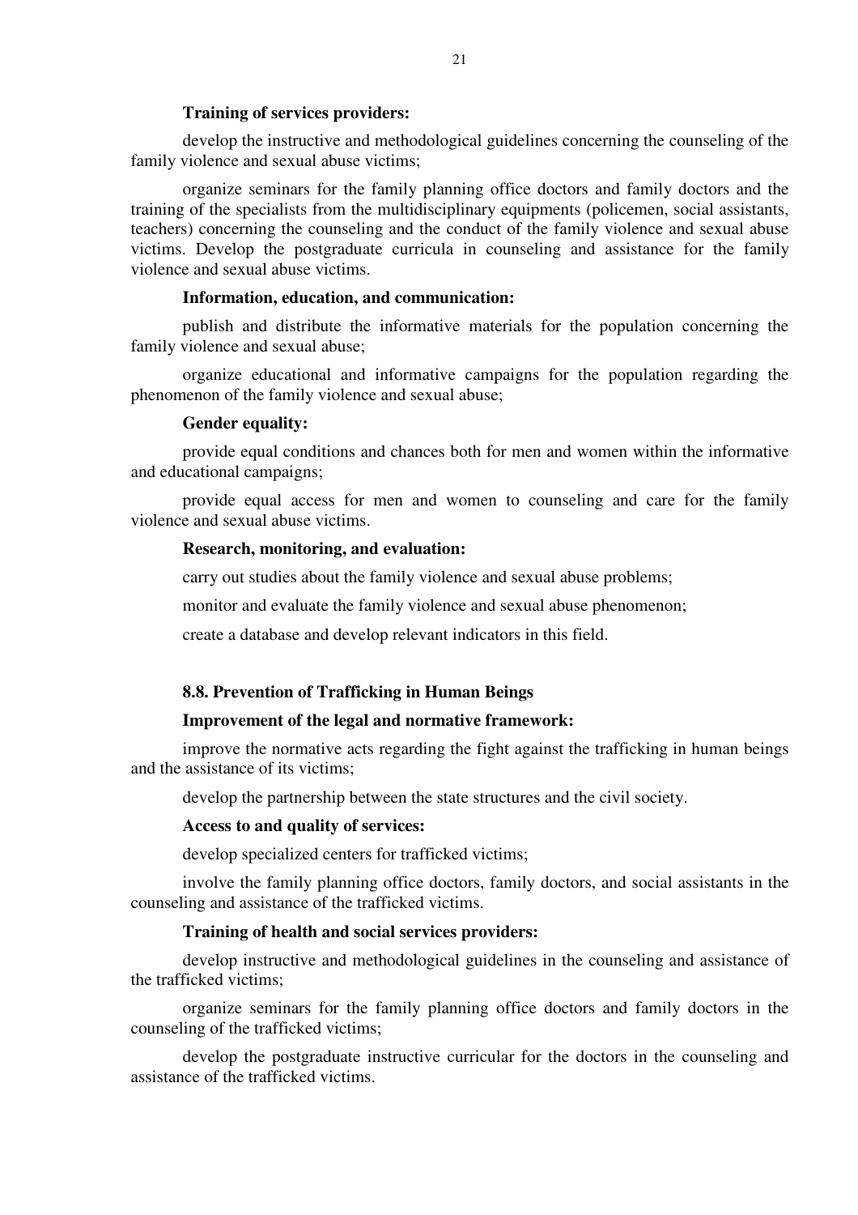**Training of services providers:**

develop the instructive and methodological guidelines concerning the counseling of the family violence and sexual abuse victims;

organize seminars for the family planning office doctors and family doctors and the training of the specialists from the multidisciplinary equipments (policemen, social assistants, teachers) concerning the counseling and the conduct of the family violence and sexual abuse victims. Develop the postgraduate curricula in counseling and assistance for the family violence and sexual abuse victims.

**Information, education, and communication:**

publish and distribute the informative materials for the population concerning the family violence and sexual abuse;

organize educational and informative campaigns for the population regarding the phenomenon of the family violence and sexual abuse;

**Gender equality:**

provide equal conditions and chances both for men and women within the informative and educational campaigns;

provide equal access for men and women to counseling and care for the family violence and sexual abuse victims.

**Research, monitoring, and evaluation:**

carry out studies about the family violence and sexual abuse problems;

monitor and evaluate the family violence and sexual abuse phenomenon;

create a database and develop relevant indicators in this field.

### 8.8. Prevention of Trafficking in Human Beings

**Improvement of the legal and normative framework:**

improve the normative acts regarding the fight against the trafficking in human beings and the assistance of its victims;

develop the partnership between the state structures and the civil society.

**Access to and quality of services:**

develop specialized centers for trafficked victims;

involve the family planning office doctors, family doctors, and social assistants in the counseling and assistance of the trafficked victims.

**Training of health and social services providers:**

develop instructive and methodological guidelines in the counseling and assistance of the trafficked victims;

organize seminars for the family planning office doctors and family doctors in the counseling of the trafficked victims;

develop the postgraduate instructive curricular for the doctors in the counseling and assistance of the trafficked victims.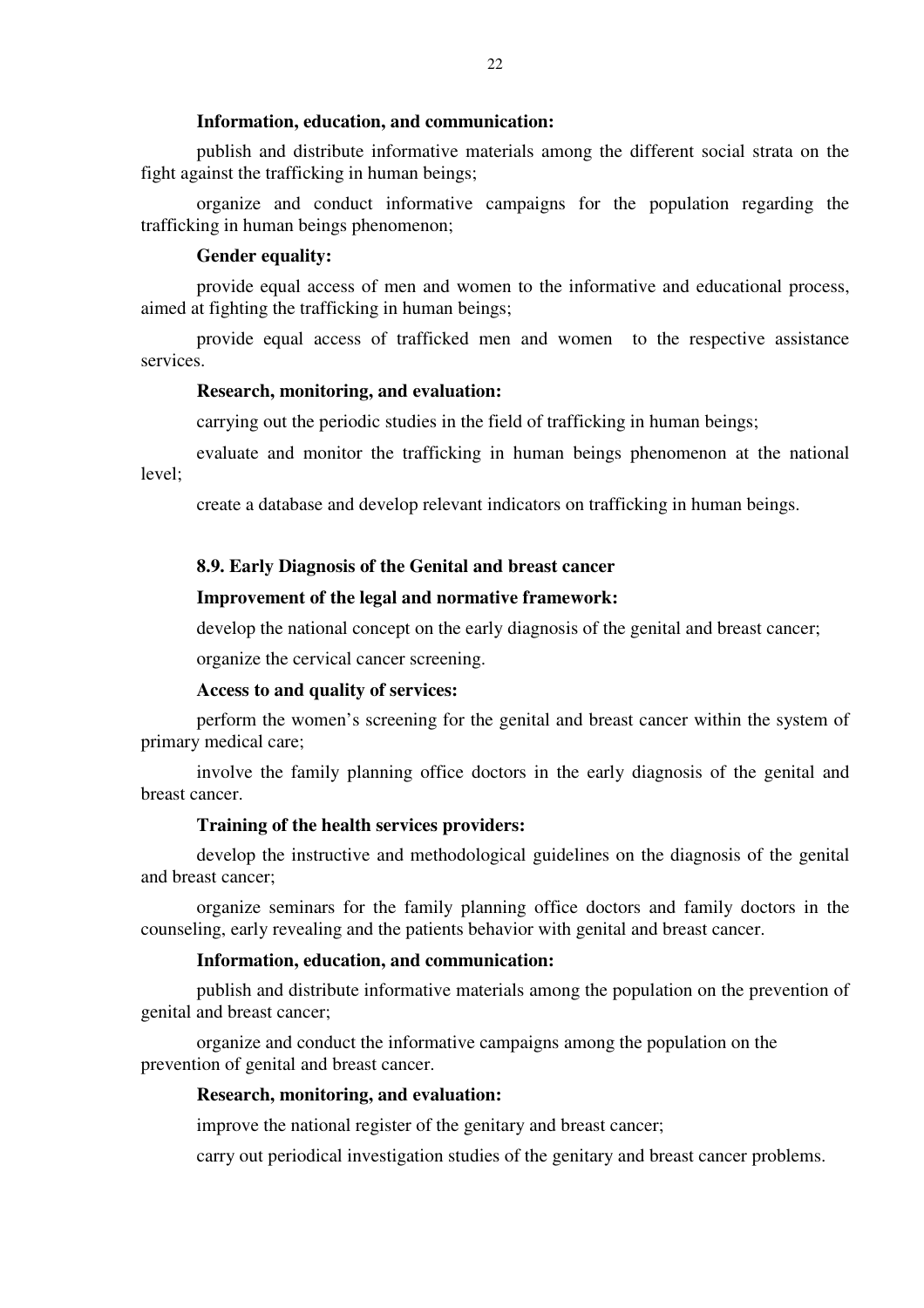**Information, education, and communication:**

publish and distribute informative materials among the different social strata on the fight against the trafficking in human beings;

organize and conduct informative campaigns for the population regarding the trafficking in human beings phenomenon;

**Gender equality:**

provide equal access of men and women to the informative and educational process, aimed at fighting the trafficking in human beings;

provide equal access of trafficked men and women to the respective assistance services.

**Research, monitoring, and evaluation:**

carrying out the periodic studies in the field of trafficking in human beings;

evaluate and monitor the trafficking in human beings phenomenon at the national level;

create a database and develop relevant indicators on trafficking in human beings.

**8.9. Early Diagnosis of the Genital and breast cancer**

**Improvement of the legal and normative framework:**

develop the national concept on the early diagnosis of the genital and breast cancer;

organize the cervical cancer screening.

**Access to and quality of services:**

perform the women's screening for the genital and breast cancer within the system of primary medical care;

involve the family planning office doctors in the early diagnosis of the genital and breast cancer.

**Training of the health services providers:**

develop the instructive and methodological guidelines on the diagnosis of the genital and breast cancer;

organize seminars for the family planning office doctors and family doctors in the counseling, early revealing and the patients behavior with genital and breast cancer.

**Information, education, and communication:**

publish and distribute informative materials among the population on the prevention of genital and breast cancer;

organize and conduct the informative campaigns among the population on the prevention of genital and breast cancer.

**Research, monitoring, and evaluation:**

improve the national register of the genitary and breast cancer;

carry out periodical investigation studies of the genitary and breast cancer problems.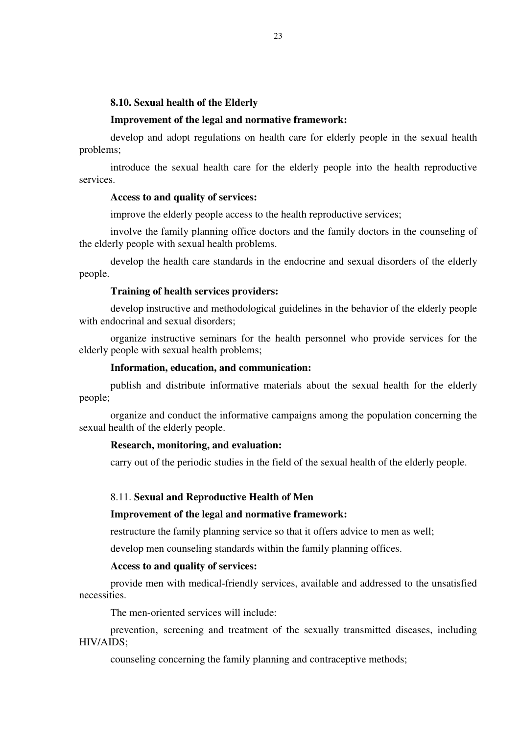### 8.10. Sexual health of the Elderly

**Improvement of the legal and normative framework:**

develop and adopt regulations on health care for elderly people in the sexual health problems;

introduce the sexual health care for the elderly people into the health reproductive services.

**Access to and quality of services:**

improve the elderly people access to the health reproductive services;

involve the family planning office doctors and the family doctors in the counseling of the elderly people with sexual health problems.

develop the health care standards in the endocrine and sexual disorders of the elderly people.

**Training of health services providers:**

develop instructive and methodological guidelines in the behavior of the elderly people with endocrinal and sexual disorders;

organize instructive seminars for the health personnel who provide services for the elderly people with sexual health problems;

**Information, education, and communication:**

publish and distribute informative materials about the sexual health for the elderly people;

organize and conduct the informative campaigns among the population concerning the sexual health of the elderly people.

**Research, monitoring, and evaluation:**

carry out of the periodic studies in the field of the sexual health of the elderly people.

### 8.11. **Sexual and Reproductive Health of Men**

**Improvement of the legal and normative framework:**

restructure the family planning service so that it offers advice to men as well;

develop men counseling standards within the family planning offices.

**Access to and quality of services:**

provide men with medical-friendly services, available and addressed to the unsatisfied necessities.

The men-oriented services will include:

prevention, screening and treatment of the sexually transmitted diseases, including HIV/AIDS;

counseling concerning the family planning and contraceptive methods;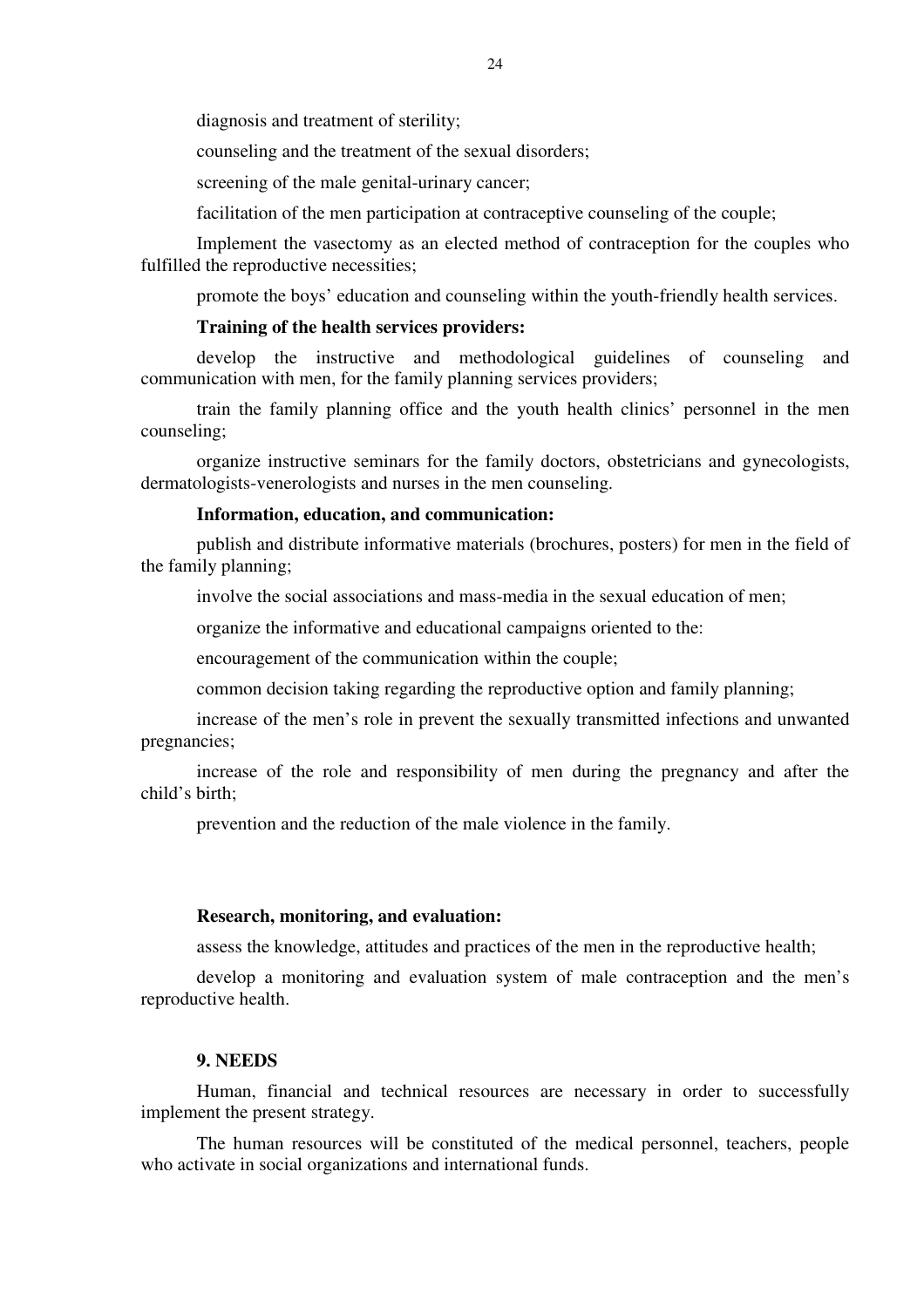diagnosis and treatment of sterility;

counseling and the treatment of the sexual disorders;

screening of the male genital-urinary cancer;

facilitation of the men participation at contraceptive counseling of the couple;

Implement the vasectomy as an elected method of contraception for the couples who fulfilled the reproductive necessities;

promote the boys' education and counseling within the youth-friendly health services.

**Training of the health services providers:**

develop the instructive and methodological guidelines of counseling and communication with men, for the family planning services providers;

train the family planning office and the youth health clinics' personnel in the men counseling;

organize instructive seminars for the family doctors, obstetricians and gynecologists, dermatologists-venerologists and nurses in the men counseling.

**Information, education, and communication:**

publish and distribute informative materials (brochures, posters) for men in the field of the family planning;

involve the social associations and mass-media in the sexual education of men;

organize the informative and educational campaigns oriented to the:

encouragement of the communication within the couple;

common decision taking regarding the reproductive option and family planning;

increase of the men's role in prevent the sexually transmitted infections and unwanted pregnancies;

increase of the role and responsibility of men during the pregnancy and after the child's birth;

prevention and the reduction of the male violence in the family.

**Research, monitoring, and evaluation:**

assess the knowledge, attitudes and practices of the men in the reproductive health;

develop a monitoring and evaluation system of male contraception and the men's reproductive health.

**9. NEEDS**

Human, financial and technical resources are necessary in order to successfully implement the present strategy.

The human resources will be constituted of the medical personnel, teachers, people who activate in social organizations and international funds.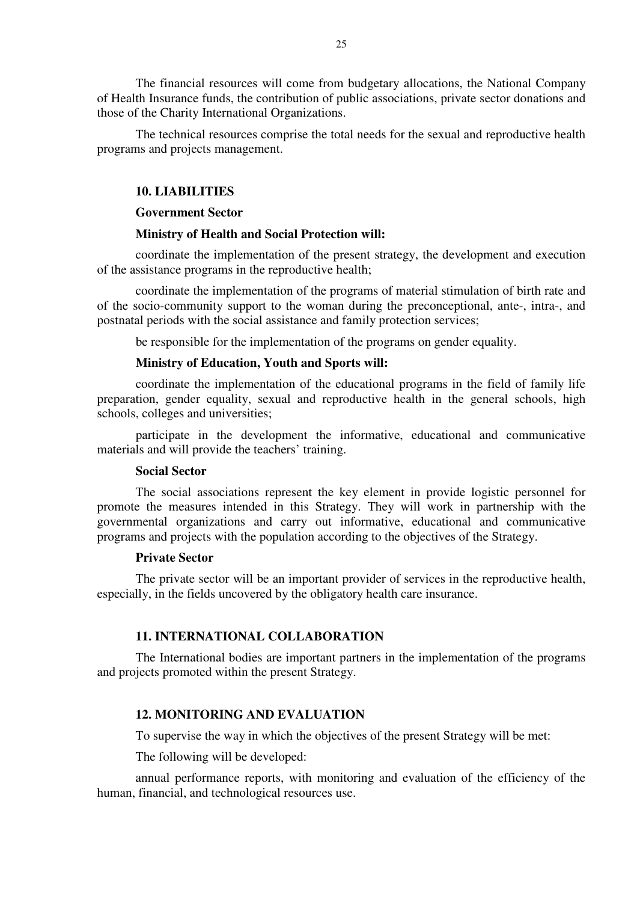The financial resources will come from budgetary allocations, the National Company of Health Insurance funds, the contribution of public associations, private sector donations and those of the Charity International Organizations.

The technical resources comprise the total needs for the sexual and reproductive health programs and projects management.

## 10. LIABILITIES

### Government Sector

**Ministry of Health and Social Protection will:**

coordinate the implementation of the present strategy, the development and execution of the assistance programs in the reproductive health;

coordinate the implementation of the programs of material stimulation of birth rate and of the socio-community support to the woman during the preconceptional, ante-, intra-, and postnatal periods with the social assistance and family protection services;

be responsible for the implementation of the programs on gender equality.

**Ministry of Education, Youth and Sports will:**

coordinate the implementation of the educational programs in the field of family life preparation, gender equality, sexual and reproductive health in the general schools, high schools, colleges and universities;

participate in the development the informative, educational and communicative materials and will provide the teachers' training.

### Social Sector

The social associations represent the key element in provide logistic personnel for promote the measures intended in this Strategy. They will work in partnership with the governmental organizations and carry out informative, educational and communicative programs and projects with the population according to the objectives of the Strategy.

### Private Sector

The private sector will be an important provider of services in the reproductive health, especially, in the fields uncovered by the obligatory health care insurance.

## 11. INTERNATIONAL COLLABORATION

The International bodies are important partners in the implementation of the programs and projects promoted within the present Strategy.

## 12. MONITORING AND EVALUATION

To supervise the way in which the objectives of the present Strategy will be met:

The following will be developed:

annual performance reports, with monitoring and evaluation of the efficiency of the human, financial, and technological resources use.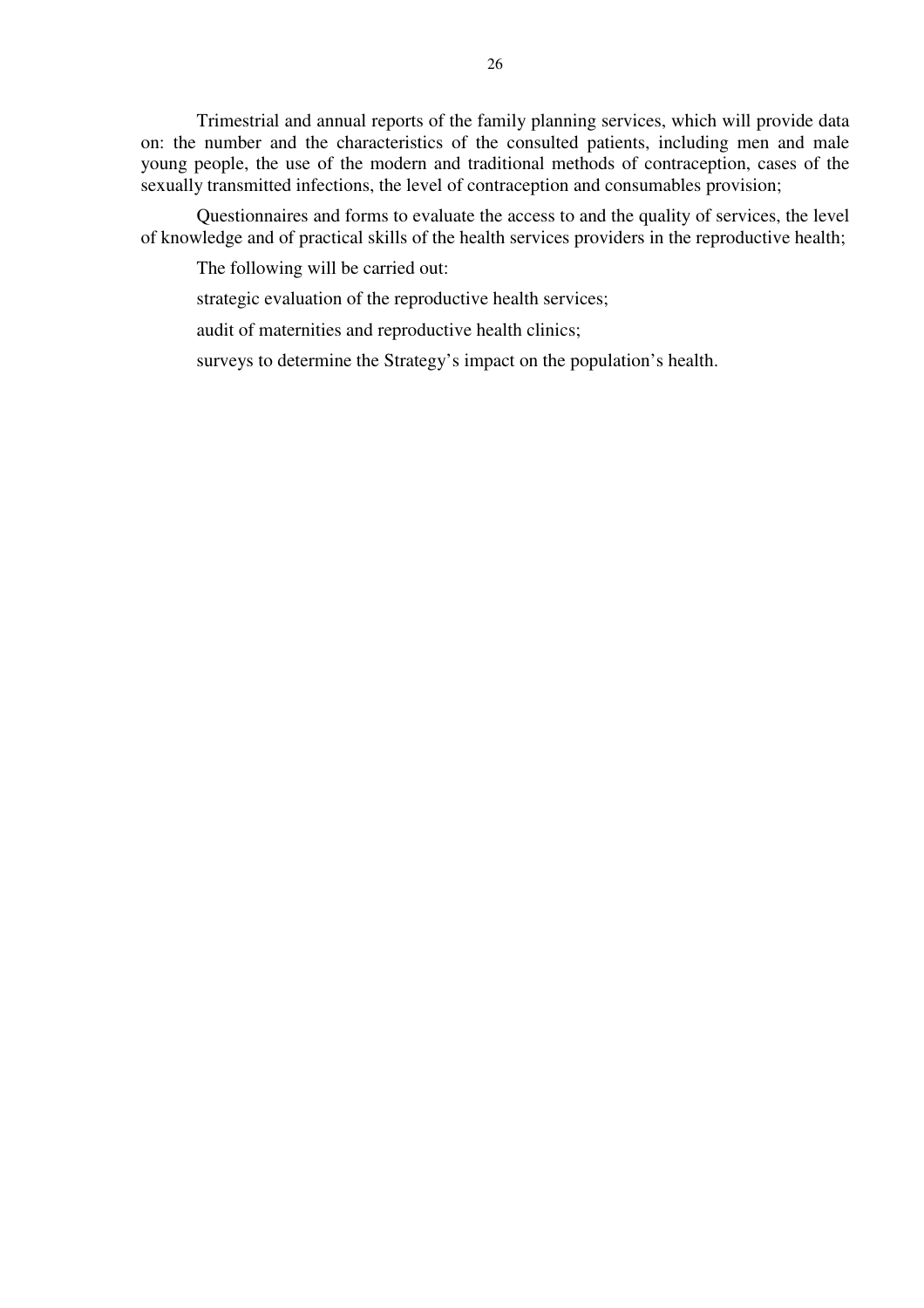Trimestrial and annual reports of the family planning services, which will provide data on: the number and the characteristics of the consulted patients, including men and male young people, the use of the modern and traditional methods of contraception, cases of the sexually transmitted infections, the level of contraception and consumables provision;

Questionnaires and forms to evaluate the access to and the quality of services, the level of knowledge and of practical skills of the health services providers in the reproductive health;

The following will be carried out:

strategic evaluation of the reproductive health services;

audit of maternities and reproductive health clinics;

surveys to determine the Strategy's impact on the population's health.